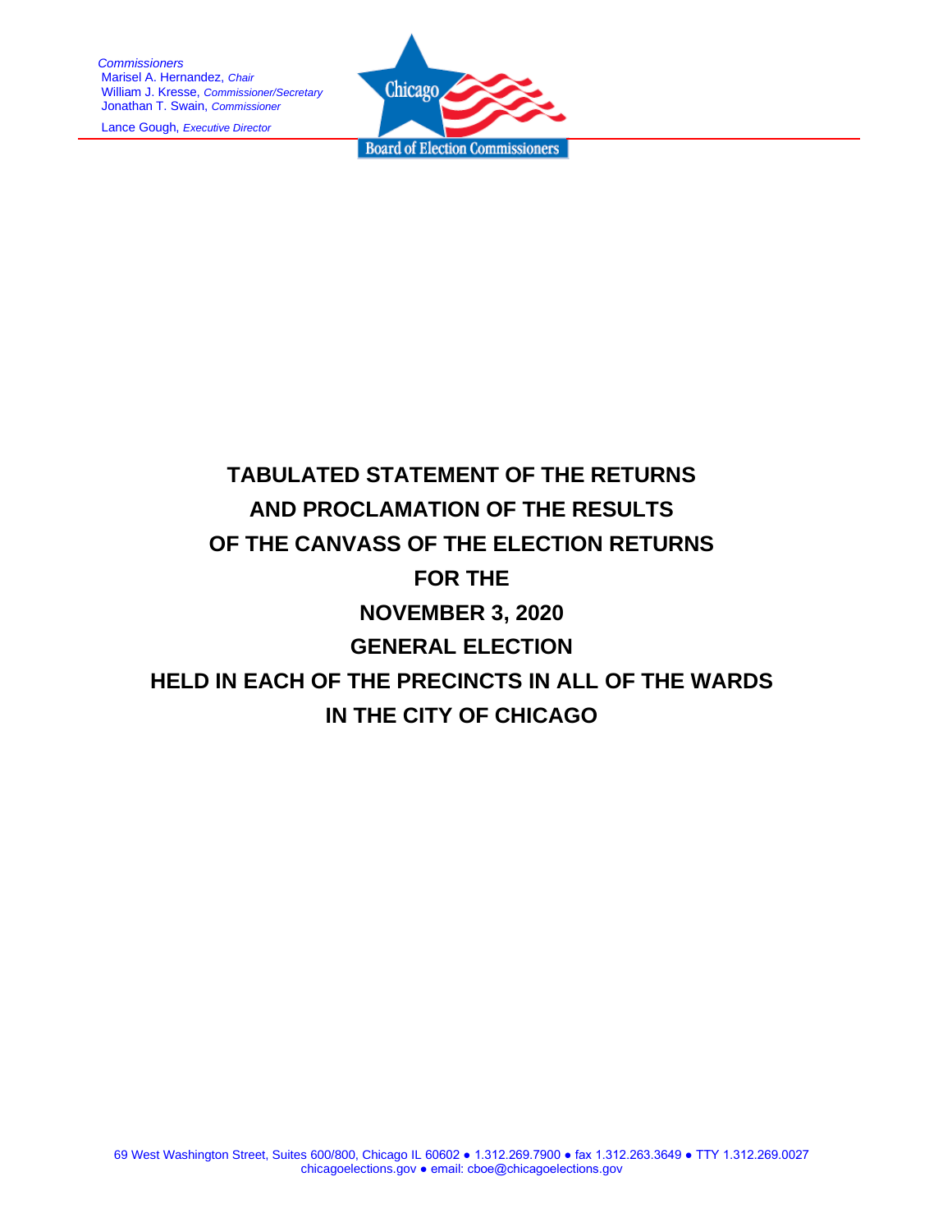*Commissioners*
Marisel A. Hernandez, *Chair*
William J. Kresse, *Commissioner/Secretary*
Jonathan T. Swain, *Commissioner*

Lance Gough, *Executive Director*

Chicago Board of Election Commissioners

# TABULATED STATEMENT OF THE RETURNS AND PROCLAMATION OF THE RESULTS OF THE CANVASS OF THE ELECTION RETURNS FOR THE NOVEMBER 3, 2020 GENERAL ELECTION HELD IN EACH OF THE PRECINCTS IN ALL OF THE WARDS IN THE CITY OF CHICAGO

69 West Washington Street, Suites 600/800, Chicago IL 60602 ● 1.312.269.7900 ● fax 1.312.263.3649 ● TTY 1.312.269.0027
chicagoelections.gov ● email: cboe@chicagoelections.gov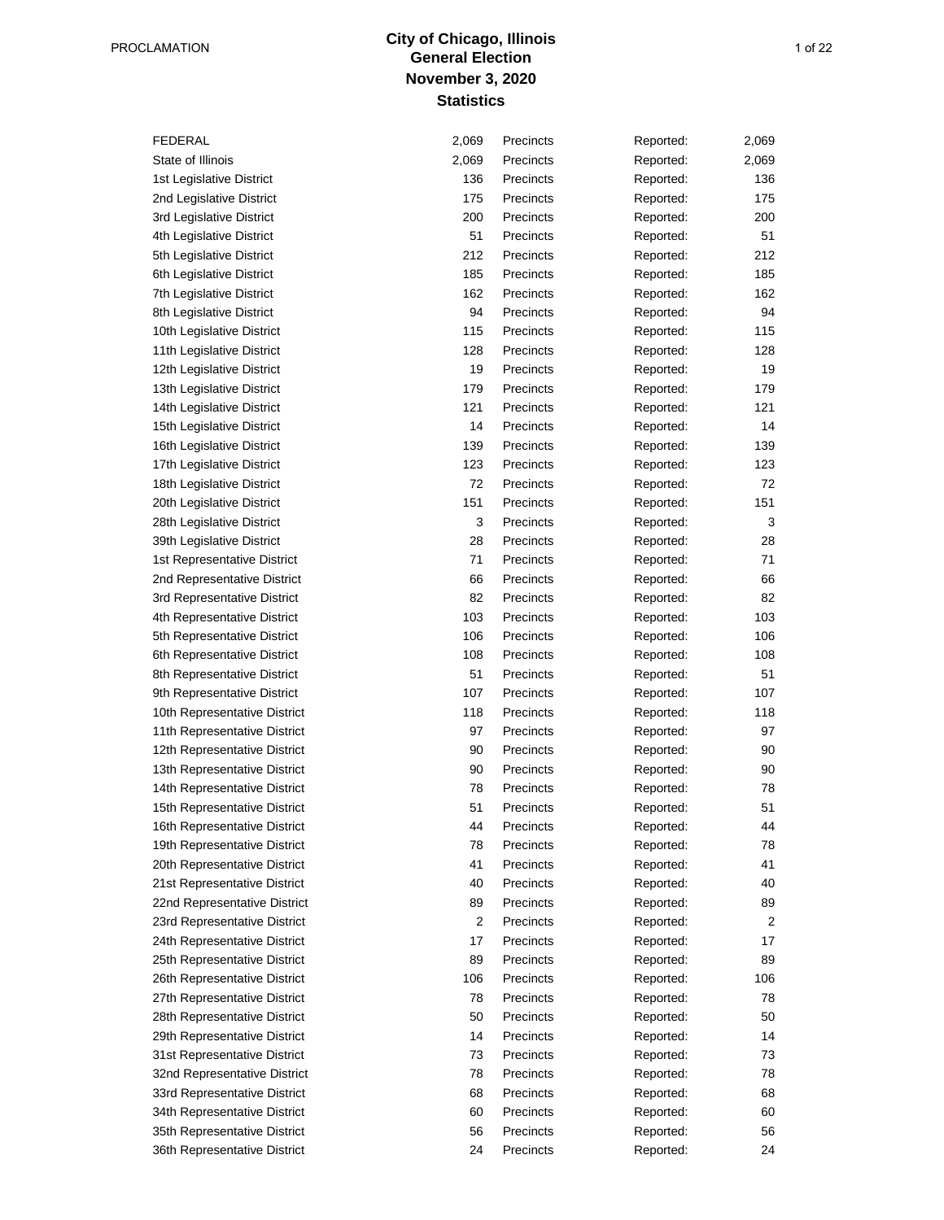PROCLAMATION

# City of Chicago, Illinois
## General Election
## November 3, 2020
## Statistics

| | | | | |
|---|---|---|---|---|
| FEDERAL | 2,069 | Precincts | Reported: | 2,069 |
| State of Illinois | 2,069 | Precincts | Reported: | 2,069 |
| 1st Legislative District | 136 | Precincts | Reported: | 136 |
| 2nd Legislative District | 175 | Precincts | Reported: | 175 |
| 3rd Legislative District | 200 | Precincts | Reported: | 200 |
| 4th Legislative District | 51 | Precincts | Reported: | 51 |
| 5th Legislative District | 212 | Precincts | Reported: | 212 |
| 6th Legislative District | 185 | Precincts | Reported: | 185 |
| 7th Legislative District | 162 | Precincts | Reported: | 162 |
| 8th Legislative District | 94 | Precincts | Reported: | 94 |
| 10th Legislative District | 115 | Precincts | Reported: | 115 |
| 11th Legislative District | 128 | Precincts | Reported: | 128 |
| 12th Legislative District | 19 | Precincts | Reported: | 19 |
| 13th Legislative District | 179 | Precincts | Reported: | 179 |
| 14th Legislative District | 121 | Precincts | Reported: | 121 |
| 15th Legislative District | 14 | Precincts | Reported: | 14 |
| 16th Legislative District | 139 | Precincts | Reported: | 139 |
| 17th Legislative District | 123 | Precincts | Reported: | 123 |
| 18th Legislative District | 72 | Precincts | Reported: | 72 |
| 20th Legislative District | 151 | Precincts | Reported: | 151 |
| 28th Legislative District | 3 | Precincts | Reported: | 3 |
| 39th Legislative District | 28 | Precincts | Reported: | 28 |
| 1st Representative District | 71 | Precincts | Reported: | 71 |
| 2nd Representative District | 66 | Precincts | Reported: | 66 |
| 3rd Representative District | 82 | Precincts | Reported: | 82 |
| 4th Representative District | 103 | Precincts | Reported: | 103 |
| 5th Representative District | 106 | Precincts | Reported: | 106 |
| 6th Representative District | 108 | Precincts | Reported: | 108 |
| 8th Representative District | 51 | Precincts | Reported: | 51 |
| 9th Representative District | 107 | Precincts | Reported: | 107 |
| 10th Representative District | 118 | Precincts | Reported: | 118 |
| 11th Representative District | 97 | Precincts | Reported: | 97 |
| 12th Representative District | 90 | Precincts | Reported: | 90 |
| 13th Representative District | 90 | Precincts | Reported: | 90 |
| 14th Representative District | 78 | Precincts | Reported: | 78 |
| 15th Representative District | 51 | Precincts | Reported: | 51 |
| 16th Representative District | 44 | Precincts | Reported: | 44 |
| 19th Representative District | 78 | Precincts | Reported: | 78 |
| 20th Representative District | 41 | Precincts | Reported: | 41 |
| 21st Representative District | 40 | Precincts | Reported: | 40 |
| 22nd Representative District | 89 | Precincts | Reported: | 89 |
| 23rd Representative District | 2 | Precincts | Reported: | 2 |
| 24th Representative District | 17 | Precincts | Reported: | 17 |
| 25th Representative District | 89 | Precincts | Reported: | 89 |
| 26th Representative District | 106 | Precincts | Reported: | 106 |
| 27th Representative District | 78 | Precincts | Reported: | 78 |
| 28th Representative District | 50 | Precincts | Reported: | 50 |
| 29th Representative District | 14 | Precincts | Reported: | 14 |
| 31st Representative District | 73 | Precincts | Reported: | 73 |
| 32nd Representative District | 78 | Precincts | Reported: | 78 |
| 33rd Representative District | 68 | Precincts | Reported: | 68 |
| 34th Representative District | 60 | Precincts | Reported: | 60 |
| 35th Representative District | 56 | Precincts | Reported: | 56 |
| 36th Representative District | 24 | Precincts | Reported: | 24 |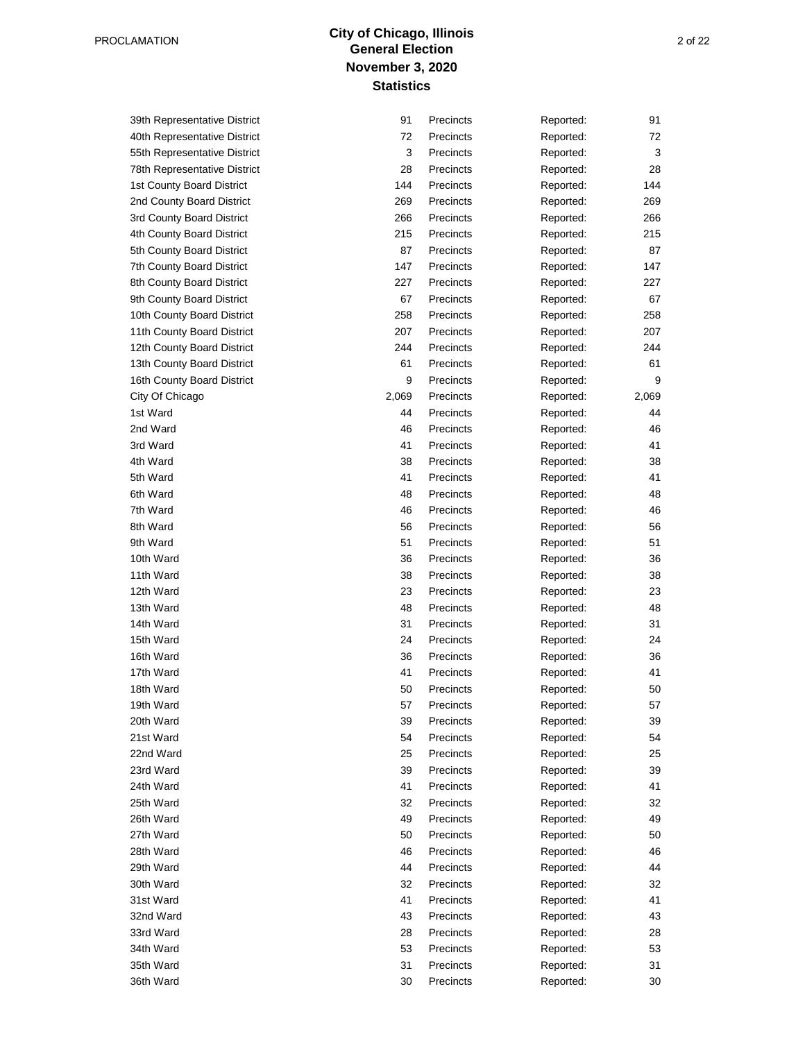| | | | | |
|---|---|---|---|---|
| 39th Representative District | 91 | Precincts | Reported: | 91 |
| 40th Representative District | 72 | Precincts | Reported: | 72 |
| 55th Representative District | 3 | Precincts | Reported: | 3 |
| 78th Representative District | 28 | Precincts | Reported: | 28 |
| 1st County Board District | 144 | Precincts | Reported: | 144 |
| 2nd County Board District | 269 | Precincts | Reported: | 269 |
| 3rd County Board District | 266 | Precincts | Reported: | 266 |
| 4th County Board District | 215 | Precincts | Reported: | 215 |
| 5th County Board District | 87 | Precincts | Reported: | 87 |
| 7th County Board District | 147 | Precincts | Reported: | 147 |
| 8th County Board District | 227 | Precincts | Reported: | 227 |
| 9th County Board District | 67 | Precincts | Reported: | 67 |
| 10th County Board District | 258 | Precincts | Reported: | 258 |
| 11th County Board District | 207 | Precincts | Reported: | 207 |
| 12th County Board District | 244 | Precincts | Reported: | 244 |
| 13th County Board District | 61 | Precincts | Reported: | 61 |
| 16th County Board District | 9 | Precincts | Reported: | 9 |
| City Of Chicago | 2,069 | Precincts | Reported: | 2,069 |
| 1st Ward | 44 | Precincts | Reported: | 44 |
| 2nd Ward | 46 | Precincts | Reported: | 46 |
| 3rd Ward | 41 | Precincts | Reported: | 41 |
| 4th Ward | 38 | Precincts | Reported: | 38 |
| 5th Ward | 41 | Precincts | Reported: | 41 |
| 6th Ward | 48 | Precincts | Reported: | 48 |
| 7th Ward | 46 | Precincts | Reported: | 46 |
| 8th Ward | 56 | Precincts | Reported: | 56 |
| 9th Ward | 51 | Precincts | Reported: | 51 |
| 10th Ward | 36 | Precincts | Reported: | 36 |
| 11th Ward | 38 | Precincts | Reported: | 38 |
| 12th Ward | 23 | Precincts | Reported: | 23 |
| 13th Ward | 48 | Precincts | Reported: | 48 |
| 14th Ward | 31 | Precincts | Reported: | 31 |
| 15th Ward | 24 | Precincts | Reported: | 24 |
| 16th Ward | 36 | Precincts | Reported: | 36 |
| 17th Ward | 41 | Precincts | Reported: | 41 |
| 18th Ward | 50 | Precincts | Reported: | 50 |
| 19th Ward | 57 | Precincts | Reported: | 57 |
| 20th Ward | 39 | Precincts | Reported: | 39 |
| 21st Ward | 54 | Precincts | Reported: | 54 |
| 22nd Ward | 25 | Precincts | Reported: | 25 |
| 23rd Ward | 39 | Precincts | Reported: | 39 |
| 24th Ward | 41 | Precincts | Reported: | 41 |
| 25th Ward | 32 | Precincts | Reported: | 32 |
| 26th Ward | 49 | Precincts | Reported: | 49 |
| 27th Ward | 50 | Precincts | Reported: | 50 |
| 28th Ward | 46 | Precincts | Reported: | 46 |
| 29th Ward | 44 | Precincts | Reported: | 44 |
| 30th Ward | 32 | Precincts | Reported: | 32 |
| 31st Ward | 41 | Precincts | Reported: | 41 |
| 32nd Ward | 43 | Precincts | Reported: | 43 |
| 33rd Ward | 28 | Precincts | Reported: | 28 |
| 34th Ward | 53 | Precincts | Reported: | 53 |
| 35th Ward | 31 | Precincts | Reported: | 31 |
| 36th Ward | 30 | Precincts | Reported: | 30 |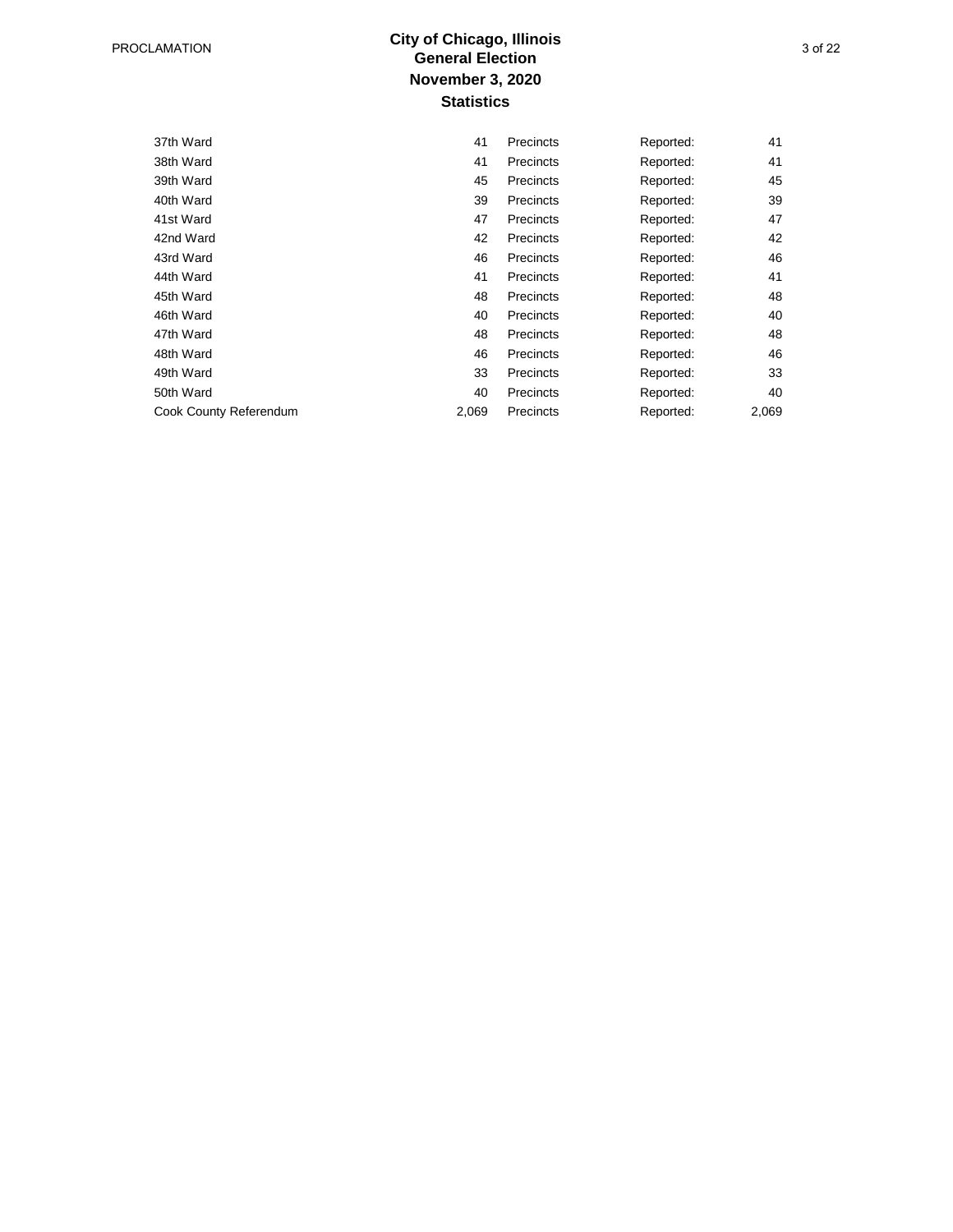# City of Chicago, Illinois
## General Election
## November 3, 2020
## Statistics

| | | | | |
|---|---|---|---|---|
| 37th Ward | 41 | Precincts | Reported: | 41 |
| 38th Ward | 41 | Precincts | Reported: | 41 |
| 39th Ward | 45 | Precincts | Reported: | 45 |
| 40th Ward | 39 | Precincts | Reported: | 39 |
| 41st Ward | 47 | Precincts | Reported: | 47 |
| 42nd Ward | 42 | Precincts | Reported: | 42 |
| 43rd Ward | 46 | Precincts | Reported: | 46 |
| 44th Ward | 41 | Precincts | Reported: | 41 |
| 45th Ward | 48 | Precincts | Reported: | 48 |
| 46th Ward | 40 | Precincts | Reported: | 40 |
| 47th Ward | 48 | Precincts | Reported: | 48 |
| 48th Ward | 46 | Precincts | Reported: | 46 |
| 49th Ward | 33 | Precincts | Reported: | 33 |
| 50th Ward | 40 | Precincts | Reported: | 40 |
| Cook County Referendum | 2,069 | Precincts | Reported: | 2,069 |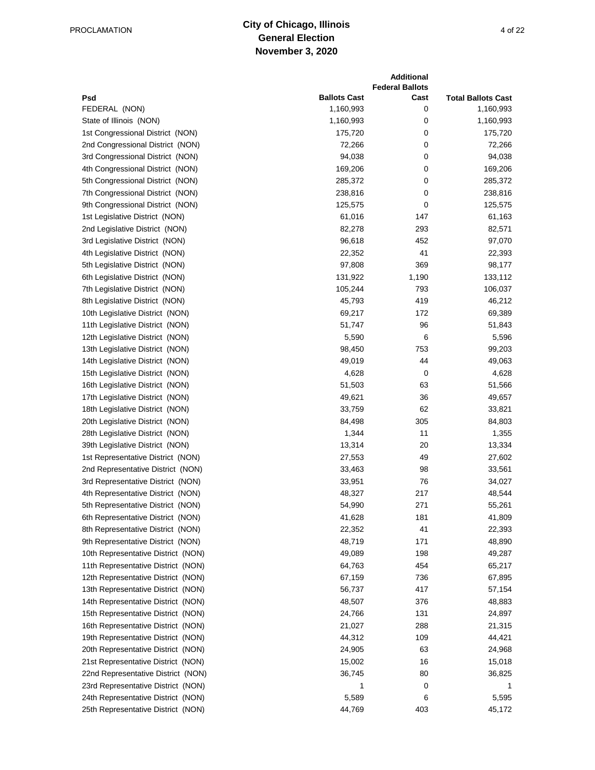| Psd | Ballots Cast | Additional Federal Ballots Cast | Total Ballots Cast |
|---|---|---|---|
| FEDERAL (NON) | 1,160,993 | 0 | 1,160,993 |
| State of Illinois (NON) | 1,160,993 | 0 | 1,160,993 |
| 1st Congressional District (NON) | 175,720 | 0 | 175,720 |
| 2nd Congressional District (NON) | 72,266 | 0 | 72,266 |
| 3rd Congressional District (NON) | 94,038 | 0 | 94,038 |
| 4th Congressional District (NON) | 169,206 | 0 | 169,206 |
| 5th Congressional District (NON) | 285,372 | 0 | 285,372 |
| 7th Congressional District (NON) | 238,816 | 0 | 238,816 |
| 9th Congressional District (NON) | 125,575 | 0 | 125,575 |
| 1st Legislative District (NON) | 61,016 | 147 | 61,163 |
| 2nd Legislative District (NON) | 82,278 | 293 | 82,571 |
| 3rd Legislative District (NON) | 96,618 | 452 | 97,070 |
| 4th Legislative District (NON) | 22,352 | 41 | 22,393 |
| 5th Legislative District (NON) | 97,808 | 369 | 98,177 |
| 6th Legislative District (NON) | 131,922 | 1,190 | 133,112 |
| 7th Legislative District (NON) | 105,244 | 793 | 106,037 |
| 8th Legislative District (NON) | 45,793 | 419 | 46,212 |
| 10th Legislative District (NON) | 69,217 | 172 | 69,389 |
| 11th Legislative District (NON) | 51,747 | 96 | 51,843 |
| 12th Legislative District (NON) | 5,590 | 6 | 5,596 |
| 13th Legislative District (NON) | 98,450 | 753 | 99,203 |
| 14th Legislative District (NON) | 49,019 | 44 | 49,063 |
| 15th Legislative District (NON) | 4,628 | 0 | 4,628 |
| 16th Legislative District (NON) | 51,503 | 63 | 51,566 |
| 17th Legislative District (NON) | 49,621 | 36 | 49,657 |
| 18th Legislative District (NON) | 33,759 | 62 | 33,821 |
| 20th Legislative District (NON) | 84,498 | 305 | 84,803 |
| 28th Legislative District (NON) | 1,344 | 11 | 1,355 |
| 39th Legislative District (NON) | 13,314 | 20 | 13,334 |
| 1st Representative District (NON) | 27,553 | 49 | 27,602 |
| 2nd Representative District (NON) | 33,463 | 98 | 33,561 |
| 3rd Representative District (NON) | 33,951 | 76 | 34,027 |
| 4th Representative District (NON) | 48,327 | 217 | 48,544 |
| 5th Representative District (NON) | 54,990 | 271 | 55,261 |
| 6th Representative District (NON) | 41,628 | 181 | 41,809 |
| 8th Representative District (NON) | 22,352 | 41 | 22,393 |
| 9th Representative District (NON) | 48,719 | 171 | 48,890 |
| 10th Representative District (NON) | 49,089 | 198 | 49,287 |
| 11th Representative District (NON) | 64,763 | 454 | 65,217 |
| 12th Representative District (NON) | 67,159 | 736 | 67,895 |
| 13th Representative District (NON) | 56,737 | 417 | 57,154 |
| 14th Representative District (NON) | 48,507 | 376 | 48,883 |
| 15th Representative District (NON) | 24,766 | 131 | 24,897 |
| 16th Representative District (NON) | 21,027 | 288 | 21,315 |
| 19th Representative District (NON) | 44,312 | 109 | 44,421 |
| 20th Representative District (NON) | 24,905 | 63 | 24,968 |
| 21st Representative District (NON) | 15,002 | 16 | 15,018 |
| 22nd Representative District (NON) | 36,745 | 80 | 36,825 |
| 23rd Representative District (NON) | 1 | 0 | 1 |
| 24th Representative District (NON) | 5,589 | 6 | 5,595 |
| 25th Representative District (NON) | 44,769 | 403 | 45,172 |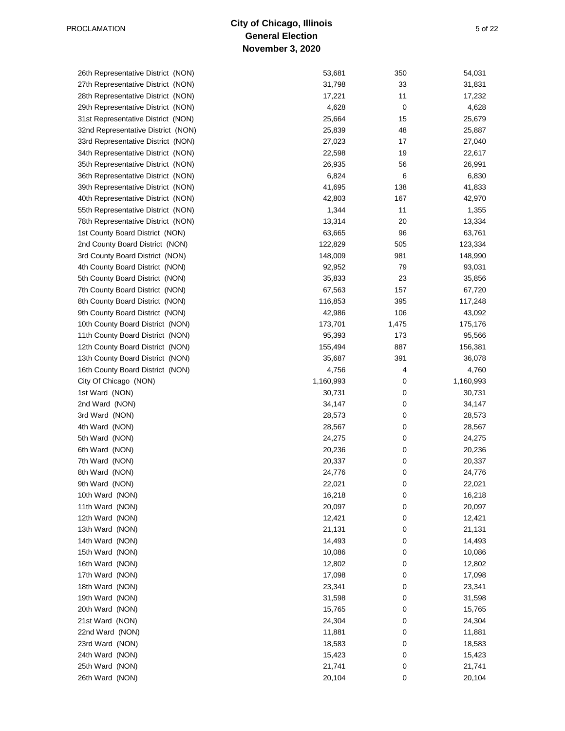| | | | |
|---|---|---|---|
| 26th Representative District (NON) | 53,681 | 350 | 54,031 |
| 27th Representative District (NON) | 31,798 | 33 | 31,831 |
| 28th Representative District (NON) | 17,221 | 11 | 17,232 |
| 29th Representative District (NON) | 4,628 | 0 | 4,628 |
| 31st Representative District (NON) | 25,664 | 15 | 25,679 |
| 32nd Representative District (NON) | 25,839 | 48 | 25,887 |
| 33rd Representative District (NON) | 27,023 | 17 | 27,040 |
| 34th Representative District (NON) | 22,598 | 19 | 22,617 |
| 35th Representative District (NON) | 26,935 | 56 | 26,991 |
| 36th Representative District (NON) | 6,824 | 6 | 6,830 |
| 39th Representative District (NON) | 41,695 | 138 | 41,833 |
| 40th Representative District (NON) | 42,803 | 167 | 42,970 |
| 55th Representative District (NON) | 1,344 | 11 | 1,355 |
| 78th Representative District (NON) | 13,314 | 20 | 13,334 |
| 1st County Board District (NON) | 63,665 | 96 | 63,761 |
| 2nd County Board District (NON) | 122,829 | 505 | 123,334 |
| 3rd County Board District (NON) | 148,009 | 981 | 148,990 |
| 4th County Board District (NON) | 92,952 | 79 | 93,031 |
| 5th County Board District (NON) | 35,833 | 23 | 35,856 |
| 7th County Board District (NON) | 67,563 | 157 | 67,720 |
| 8th County Board District (NON) | 116,853 | 395 | 117,248 |
| 9th County Board District (NON) | 42,986 | 106 | 43,092 |
| 10th County Board District (NON) | 173,701 | 1,475 | 175,176 |
| 11th County Board District (NON) | 95,393 | 173 | 95,566 |
| 12th County Board District (NON) | 155,494 | 887 | 156,381 |
| 13th County Board District (NON) | 35,687 | 391 | 36,078 |
| 16th County Board District (NON) | 4,756 | 4 | 4,760 |
| City Of Chicago (NON) | 1,160,993 | 0 | 1,160,993 |
| 1st Ward (NON) | 30,731 | 0 | 30,731 |
| 2nd Ward (NON) | 34,147 | 0 | 34,147 |
| 3rd Ward (NON) | 28,573 | 0 | 28,573 |
| 4th Ward (NON) | 28,567 | 0 | 28,567 |
| 5th Ward (NON) | 24,275 | 0 | 24,275 |
| 6th Ward (NON) | 20,236 | 0 | 20,236 |
| 7th Ward (NON) | 20,337 | 0 | 20,337 |
| 8th Ward (NON) | 24,776 | 0 | 24,776 |
| 9th Ward (NON) | 22,021 | 0 | 22,021 |
| 10th Ward (NON) | 16,218 | 0 | 16,218 |
| 11th Ward (NON) | 20,097 | 0 | 20,097 |
| 12th Ward (NON) | 12,421 | 0 | 12,421 |
| 13th Ward (NON) | 21,131 | 0 | 21,131 |
| 14th Ward (NON) | 14,493 | 0 | 14,493 |
| 15th Ward (NON) | 10,086 | 0 | 10,086 |
| 16th Ward (NON) | 12,802 | 0 | 12,802 |
| 17th Ward (NON) | 17,098 | 0 | 17,098 |
| 18th Ward (NON) | 23,341 | 0 | 23,341 |
| 19th Ward (NON) | 31,598 | 0 | 31,598 |
| 20th Ward (NON) | 15,765 | 0 | 15,765 |
| 21st Ward (NON) | 24,304 | 0 | 24,304 |
| 22nd Ward (NON) | 11,881 | 0 | 11,881 |
| 23rd Ward (NON) | 18,583 | 0 | 18,583 |
| 24th Ward (NON) | 15,423 | 0 | 15,423 |
| 25th Ward (NON) | 21,741 | 0 | 21,741 |
| 26th Ward (NON) | 20,104 | 0 | 20,104 |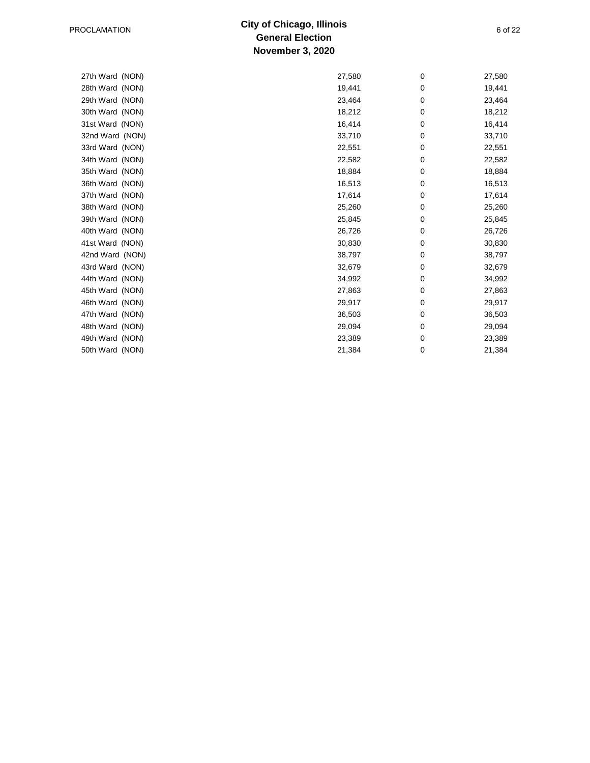| | | | |
|---|---|---|---|
| 27th Ward (NON) | 27,580 | 0 | 27,580 |
| 28th Ward (NON) | 19,441 | 0 | 19,441 |
| 29th Ward (NON) | 23,464 | 0 | 23,464 |
| 30th Ward (NON) | 18,212 | 0 | 18,212 |
| 31st Ward (NON) | 16,414 | 0 | 16,414 |
| 32nd Ward (NON) | 33,710 | 0 | 33,710 |
| 33rd Ward (NON) | 22,551 | 0 | 22,551 |
| 34th Ward (NON) | 22,582 | 0 | 22,582 |
| 35th Ward (NON) | 18,884 | 0 | 18,884 |
| 36th Ward (NON) | 16,513 | 0 | 16,513 |
| 37th Ward (NON) | 17,614 | 0 | 17,614 |
| 38th Ward (NON) | 25,260 | 0 | 25,260 |
| 39th Ward (NON) | 25,845 | 0 | 25,845 |
| 40th Ward (NON) | 26,726 | 0 | 26,726 |
| 41st Ward (NON) | 30,830 | 0 | 30,830 |
| 42nd Ward (NON) | 38,797 | 0 | 38,797 |
| 43rd Ward (NON) | 32,679 | 0 | 32,679 |
| 44th Ward (NON) | 34,992 | 0 | 34,992 |
| 45th Ward (NON) | 27,863 | 0 | 27,863 |
| 46th Ward (NON) | 29,917 | 0 | 29,917 |
| 47th Ward (NON) | 36,503 | 0 | 36,503 |
| 48th Ward (NON) | 29,094 | 0 | 29,094 |
| 49th Ward (NON) | 23,389 | 0 | 23,389 |
| 50th Ward (NON) | 21,384 | 0 | 21,384 |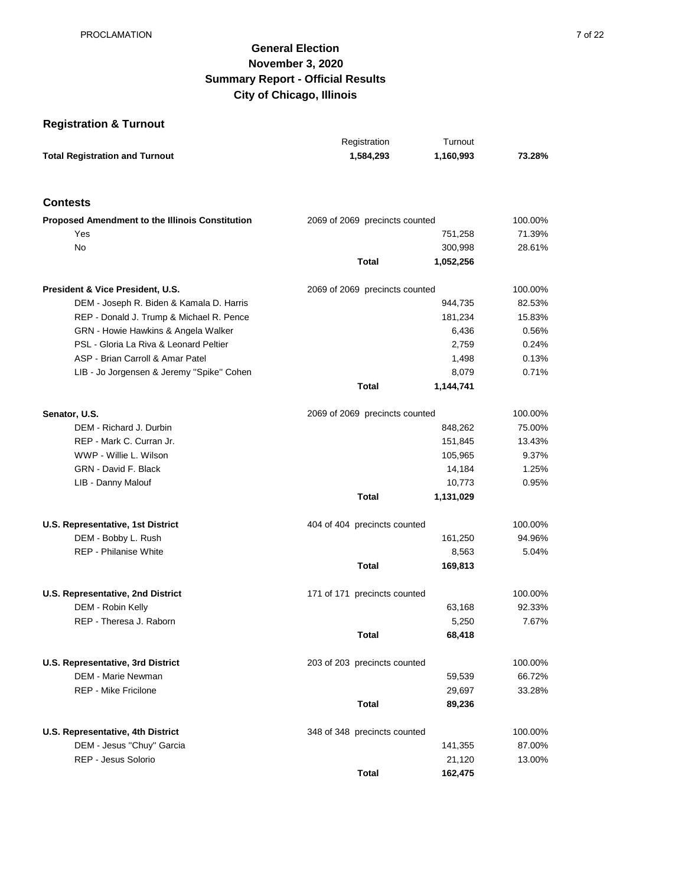# General Election
# November 3, 2020
# Summary Report - Official Results
# City of Chicago, Illinois

## Registration & Turnout

| | Registration | Turnout | |
|---|---|---|---|
| **Total Registration and Turnout** | **1,584,293** | **1,160,993** | **73.28%** |

## Contests

| | | | |
|---|---|---|---|
| **Proposed Amendment to the Illinois Constitution** | 2069 of 2069 precincts counted | | 100.00% |
| Yes | | 751,258 | 71.39% |
| No | | 300,998 | 28.61% |
| | **Total** | **1,052,256** | |
| **President & Vice President, U.S.** | 2069 of 2069 precincts counted | | 100.00% |
| DEM - Joseph R. Biden & Kamala D. Harris | | 944,735 | 82.53% |
| REP - Donald J. Trump & Michael R. Pence | | 181,234 | 15.83% |
| GRN - Howie Hawkins & Angela Walker | | 6,436 | 0.56% |
| PSL - Gloria La Riva & Leonard Peltier | | 2,759 | 0.24% |
| ASP - Brian Carroll & Amar Patel | | 1,498 | 0.13% |
| LIB - Jo Jorgensen & Jeremy "Spike" Cohen | | 8,079 | 0.71% |
| | **Total** | **1,144,741** | |
| **Senator, U.S.** | 2069 of 2069 precincts counted | | 100.00% |
| DEM - Richard J. Durbin | | 848,262 | 75.00% |
| REP - Mark C. Curran Jr. | | 151,845 | 13.43% |
| WWP - Willie L. Wilson | | 105,965 | 9.37% |
| GRN - David F. Black | | 14,184 | 1.25% |
| LIB - Danny Malouf | | 10,773 | 0.95% |
| | **Total** | **1,131,029** | |
| **U.S. Representative, 1st District** | 404 of 404 precincts counted | | 100.00% |
| DEM - Bobby L. Rush | | 161,250 | 94.96% |
| REP - Philanise White | | 8,563 | 5.04% |
| | **Total** | **169,813** | |
| **U.S. Representative, 2nd District** | 171 of 171 precincts counted | | 100.00% |
| DEM - Robin Kelly | | 63,168 | 92.33% |
| REP - Theresa J. Raborn | | 5,250 | 7.67% |
| | **Total** | **68,418** | |
| **U.S. Representative, 3rd District** | 203 of 203 precincts counted | | 100.00% |
| DEM - Marie Newman | | 59,539 | 66.72% |
| REP - Mike Fricilone | | 29,697 | 33.28% |
| | **Total** | **89,236** | |
| **U.S. Representative, 4th District** | 348 of 348 precincts counted | | 100.00% |
| DEM - Jesus "Chuy" Garcia | | 141,355 | 87.00% |
| REP - Jesus Solorio | | 21,120 | 13.00% |
| | **Total** | **162,475** | |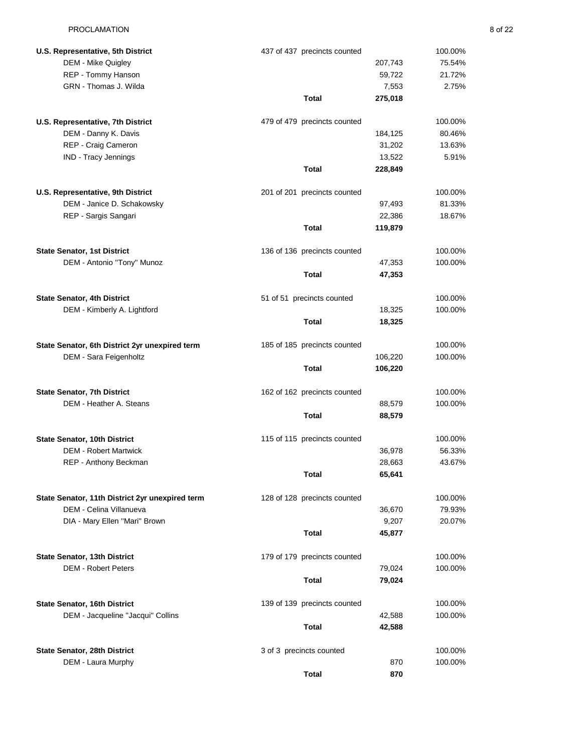| Contest / Candidate | Precincts | Votes | Percent |
|---|---|---|---|
| **U.S. Representative, 5th District** | 437 of 437 precincts counted | | 100.00% |
| DEM - Mike Quigley | | 207,743 | 75.54% |
| REP - Tommy Hanson | | 59,722 | 21.72% |
| GRN - Thomas J. Wilda | | 7,553 | 2.75% |
| | **Total** | **275,018** | |
| **U.S. Representative, 7th District** | 479 of 479 precincts counted | | 100.00% |
| DEM - Danny K. Davis | | 184,125 | 80.46% |
| REP - Craig Cameron | | 31,202 | 13.63% |
| IND - Tracy Jennings | | 13,522 | 5.91% |
| | **Total** | **228,849** | |
| **U.S. Representative, 9th District** | 201 of 201 precincts counted | | 100.00% |
| DEM - Janice D. Schakowsky | | 97,493 | 81.33% |
| REP - Sargis Sangari | | 22,386 | 18.67% |
| | **Total** | **119,879** | |
| **State Senator, 1st District** | 136 of 136 precincts counted | | 100.00% |
| DEM - Antonio "Tony" Munoz | | 47,353 | 100.00% |
| | **Total** | **47,353** | |
| **State Senator, 4th District** | 51 of 51 precincts counted | | 100.00% |
| DEM - Kimberly A. Lightford | | 18,325 | 100.00% |
| | **Total** | **18,325** | |
| **State Senator, 6th District 2yr unexpired term** | 185 of 185 precincts counted | | 100.00% |
| DEM - Sara Feigenholtz | | 106,220 | 100.00% |
| | **Total** | **106,220** | |
| **State Senator, 7th District** | 162 of 162 precincts counted | | 100.00% |
| DEM - Heather A. Steans | | 88,579 | 100.00% |
| | **Total** | **88,579** | |
| **State Senator, 10th District** | 115 of 115 precincts counted | | 100.00% |
| DEM - Robert Martwick | | 36,978 | 56.33% |
| REP - Anthony Beckman | | 28,663 | 43.67% |
| | **Total** | **65,641** | |
| **State Senator, 11th District 2yr unexpired term** | 128 of 128 precincts counted | | 100.00% |
| DEM - Celina Villanueva | | 36,670 | 79.93% |
| DIA - Mary Ellen "Mari" Brown | | 9,207 | 20.07% |
| | **Total** | **45,877** | |
| **State Senator, 13th District** | 179 of 179 precincts counted | | 100.00% |
| DEM - Robert Peters | | 79,024 | 100.00% |
| | **Total** | **79,024** | |
| **State Senator, 16th District** | 139 of 139 precincts counted | | 100.00% |
| DEM - Jacqueline "Jacqui" Collins | | 42,588 | 100.00% |
| | **Total** | **42,588** | |
| **State Senator, 28th District** | 3 of 3 precincts counted | | 100.00% |
| DEM - Laura Murphy | | 870 | 100.00% |
| | **Total** | **870** | |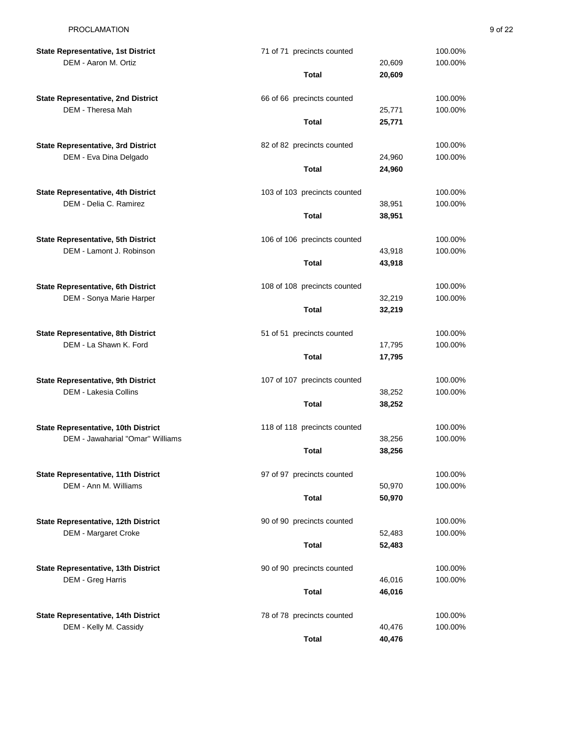| State Representative, 1st District | 71 of 71 precincts counted | | 100.00% |
|---|---|---|---|
| DEM - Aaron M. Ortiz | | 20,609 | 100.00% |
| | **Total** | **20,609** | |

| State Representative, 2nd District | 66 of 66 precincts counted | | 100.00% |
|---|---|---|---|
| DEM - Theresa Mah | | 25,771 | 100.00% |
| | **Total** | **25,771** | |

| State Representative, 3rd District | 82 of 82 precincts counted | | 100.00% |
|---|---|---|---|
| DEM - Eva Dina Delgado | | 24,960 | 100.00% |
| | **Total** | **24,960** | |

| State Representative, 4th District | 103 of 103 precincts counted | | 100.00% |
|---|---|---|---|
| DEM - Delia C. Ramirez | | 38,951 | 100.00% |
| | **Total** | **38,951** | |

| State Representative, 5th District | 106 of 106 precincts counted | | 100.00% |
|---|---|---|---|
| DEM - Lamont J. Robinson | | 43,918 | 100.00% |
| | **Total** | **43,918** | |

| State Representative, 6th District | 108 of 108 precincts counted | | 100.00% |
|---|---|---|---|
| DEM - Sonya Marie Harper | | 32,219 | 100.00% |
| | **Total** | **32,219** | |

| State Representative, 8th District | 51 of 51 precincts counted | | 100.00% |
|---|---|---|---|
| DEM - La Shawn K. Ford | | 17,795 | 100.00% |
| | **Total** | **17,795** | |

| State Representative, 9th District | 107 of 107 precincts counted | | 100.00% |
|---|---|---|---|
| DEM - Lakesia Collins | | 38,252 | 100.00% |
| | **Total** | **38,252** | |

| State Representative, 10th District | 118 of 118 precincts counted | | 100.00% |
|---|---|---|---|
| DEM - Jawaharial "Omar" Williams | | 38,256 | 100.00% |
| | **Total** | **38,256** | |

| State Representative, 11th District | 97 of 97 precincts counted | | 100.00% |
|---|---|---|---|
| DEM - Ann M. Williams | | 50,970 | 100.00% |
| | **Total** | **50,970** | |

| State Representative, 12th District | 90 of 90 precincts counted | | 100.00% |
|---|---|---|---|
| DEM - Margaret Croke | | 52,483 | 100.00% |
| | **Total** | **52,483** | |

| State Representative, 13th District | 90 of 90 precincts counted | | 100.00% |
|---|---|---|---|
| DEM - Greg Harris | | 46,016 | 100.00% |
| | **Total** | **46,016** | |

| State Representative, 14th District | 78 of 78 precincts counted | | 100.00% |
|---|---|---|---|
| DEM - Kelly M. Cassidy | | 40,476 | 100.00% |
| | **Total** | **40,476** | |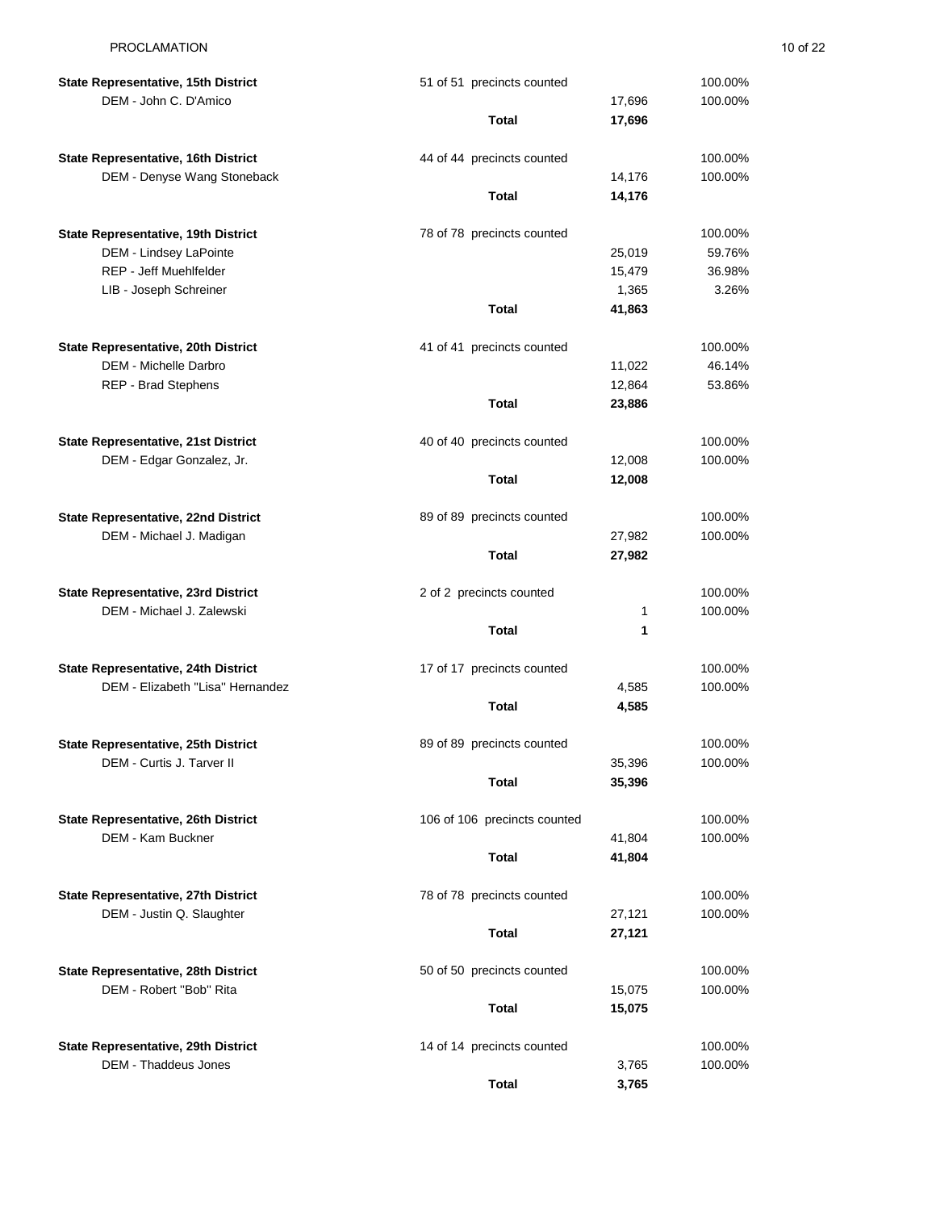| Race / Candidate | Precincts | Votes | Percent |
|---|---|---|---|
| **State Representative, 15th District** | 51 of 51 precincts counted | | 100.00% |
| DEM - John C. D'Amico | | 17,696 | 100.00% |
| | **Total** | **17,696** | |
| **State Representative, 16th District** | 44 of 44 precincts counted | | 100.00% |
| DEM - Denyse Wang Stoneback | | 14,176 | 100.00% |
| | **Total** | **14,176** | |
| **State Representative, 19th District** | 78 of 78 precincts counted | | 100.00% |
| DEM - Lindsey LaPointe | | 25,019 | 59.76% |
| REP - Jeff Muehlfelder | | 15,479 | 36.98% |
| LIB - Joseph Schreiner | | 1,365 | 3.26% |
| | **Total** | **41,863** | |
| **State Representative, 20th District** | 41 of 41 precincts counted | | 100.00% |
| DEM - Michelle Darbro | | 11,022 | 46.14% |
| REP - Brad Stephens | | 12,864 | 53.86% |
| | **Total** | **23,886** | |
| **State Representative, 21st District** | 40 of 40 precincts counted | | 100.00% |
| DEM - Edgar Gonzalez, Jr. | | 12,008 | 100.00% |
| | **Total** | **12,008** | |
| **State Representative, 22nd District** | 89 of 89 precincts counted | | 100.00% |
| DEM - Michael J. Madigan | | 27,982 | 100.00% |
| | **Total** | **27,982** | |
| **State Representative, 23rd District** | 2 of 2 precincts counted | | 100.00% |
| DEM - Michael J. Zalewski | | 1 | 100.00% |
| | **Total** | **1** | |
| **State Representative, 24th District** | 17 of 17 precincts counted | | 100.00% |
| DEM - Elizabeth "Lisa" Hernandez | | 4,585 | 100.00% |
| | **Total** | **4,585** | |
| **State Representative, 25th District** | 89 of 89 precincts counted | | 100.00% |
| DEM - Curtis J. Tarver II | | 35,396 | 100.00% |
| | **Total** | **35,396** | |
| **State Representative, 26th District** | 106 of 106 precincts counted | | 100.00% |
| DEM - Kam Buckner | | 41,804 | 100.00% |
| | **Total** | **41,804** | |
| **State Representative, 27th District** | 78 of 78 precincts counted | | 100.00% |
| DEM - Justin Q. Slaughter | | 27,121 | 100.00% |
| | **Total** | **27,121** | |
| **State Representative, 28th District** | 50 of 50 precincts counted | | 100.00% |
| DEM - Robert "Bob" Rita | | 15,075 | 100.00% |
| | **Total** | **15,075** | |
| **State Representative, 29th District** | 14 of 14 precincts counted | | 100.00% |
| DEM - Thaddeus Jones | | 3,765 | 100.00% |
| | **Total** | **3,765** | |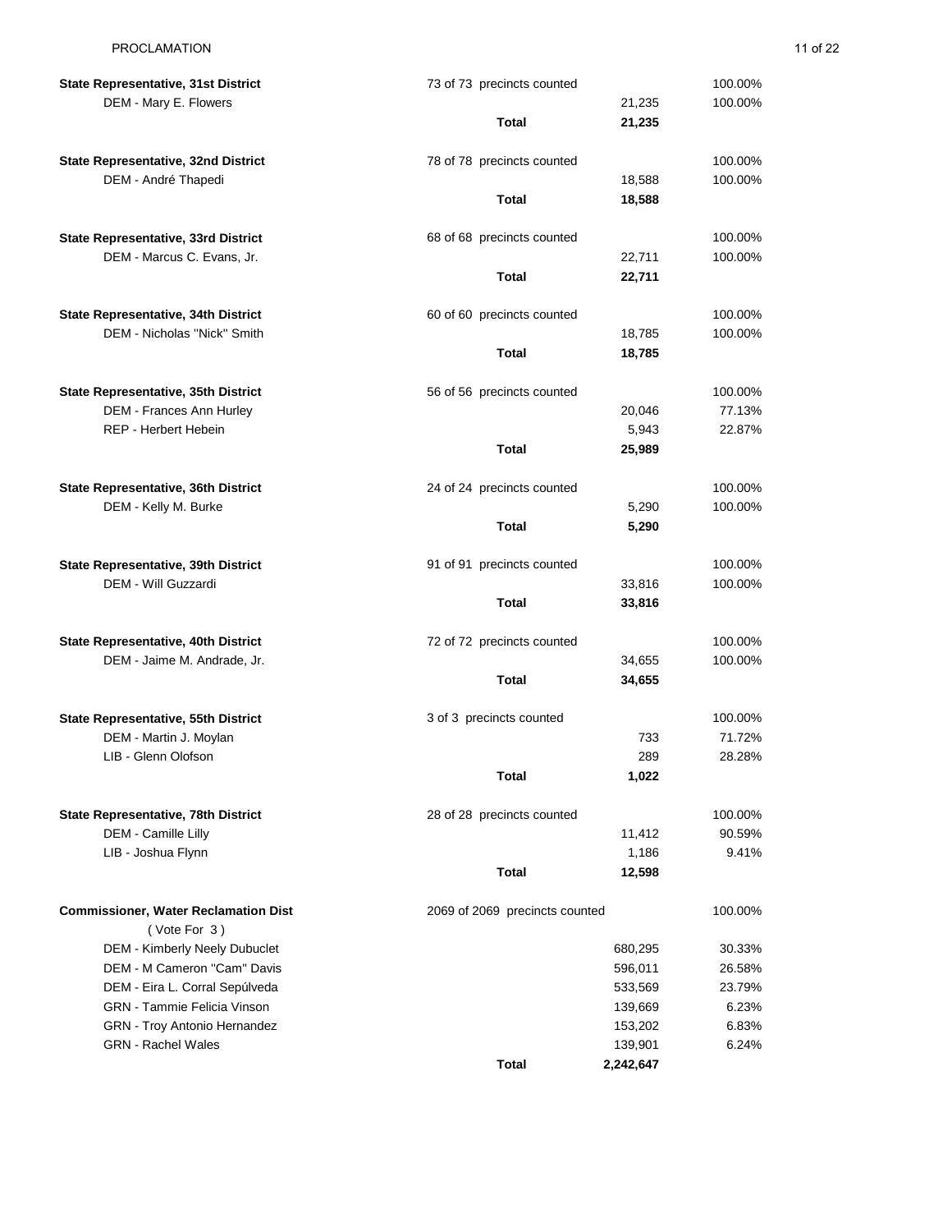**State Representative, 31st District** 73 of 73 precincts counted 100.00%

| | | Votes | Percent |
|---|---|---|---|
| DEM - Mary E. Flowers | | 21,235 | 100.00% |
| | **Total** | **21,235** | |

**State Representative, 32nd District** 78 of 78 precincts counted 100.00%

| | | Votes | Percent |
|---|---|---|---|
| DEM - André Thapedi | | 18,588 | 100.00% |
| | **Total** | **18,588** | |

**State Representative, 33rd District** 68 of 68 precincts counted 100.00%

| | | Votes | Percent |
|---|---|---|---|
| DEM - Marcus C. Evans, Jr. | | 22,711 | 100.00% |
| | **Total** | **22,711** | |

**State Representative, 34th District** 60 of 60 precincts counted 100.00%

| | | Votes | Percent |
|---|---|---|---|
| DEM - Nicholas "Nick" Smith | | 18,785 | 100.00% |
| | **Total** | **18,785** | |

**State Representative, 35th District** 56 of 56 precincts counted 100.00%

| | | Votes | Percent |
|---|---|---|---|
| DEM - Frances Ann Hurley | | 20,046 | 77.13% |
| REP - Herbert Hebein | | 5,943 | 22.87% |
| | **Total** | **25,989** | |

**State Representative, 36th District** 24 of 24 precincts counted 100.00%

| | | Votes | Percent |
|---|---|---|---|
| DEM - Kelly M. Burke | | 5,290 | 100.00% |
| | **Total** | **5,290** | |

**State Representative, 39th District** 91 of 91 precincts counted 100.00%

| | | Votes | Percent |
|---|---|---|---|
| DEM - Will Guzzardi | | 33,816 | 100.00% |
| | **Total** | **33,816** | |

**State Representative, 40th District** 72 of 72 precincts counted 100.00%

| | | Votes | Percent |
|---|---|---|---|
| DEM - Jaime M. Andrade, Jr. | | 34,655 | 100.00% |
| | **Total** | **34,655** | |

**State Representative, 55th District** 3 of 3 precincts counted 100.00%

| | | Votes | Percent |
|---|---|---|---|
| DEM - Martin J. Moylan | | 733 | 71.72% |
| LIB - Glenn Olofson | | 289 | 28.28% |
| | **Total** | **1,022** | |

**State Representative, 78th District** 28 of 28 precincts counted 100.00%

| | | Votes | Percent |
|---|---|---|---|
| DEM - Camille Lilly | | 11,412 | 90.59% |
| LIB - Joshua Flynn | | 1,186 | 9.41% |
| | **Total** | **12,598** | |

**Commissioner, Water Reclamation Dist** 2069 of 2069 precincts counted 100.00%
( Vote For 3 )

| | | Votes | Percent |
|---|---|---|---|
| DEM - Kimberly Neely Dubuclet | | 680,295 | 30.33% |
| DEM - M Cameron "Cam" Davis | | 596,011 | 26.58% |
| DEM - Eira L. Corral Sepúlveda | | 533,569 | 23.79% |
| GRN - Tammie Felicia Vinson | | 139,669 | 6.23% |
| GRN - Troy Antonio Hernandez | | 153,202 | 6.83% |
| GRN - Rachel Wales | | 139,901 | 6.24% |
| | **Total** | **2,242,647** | |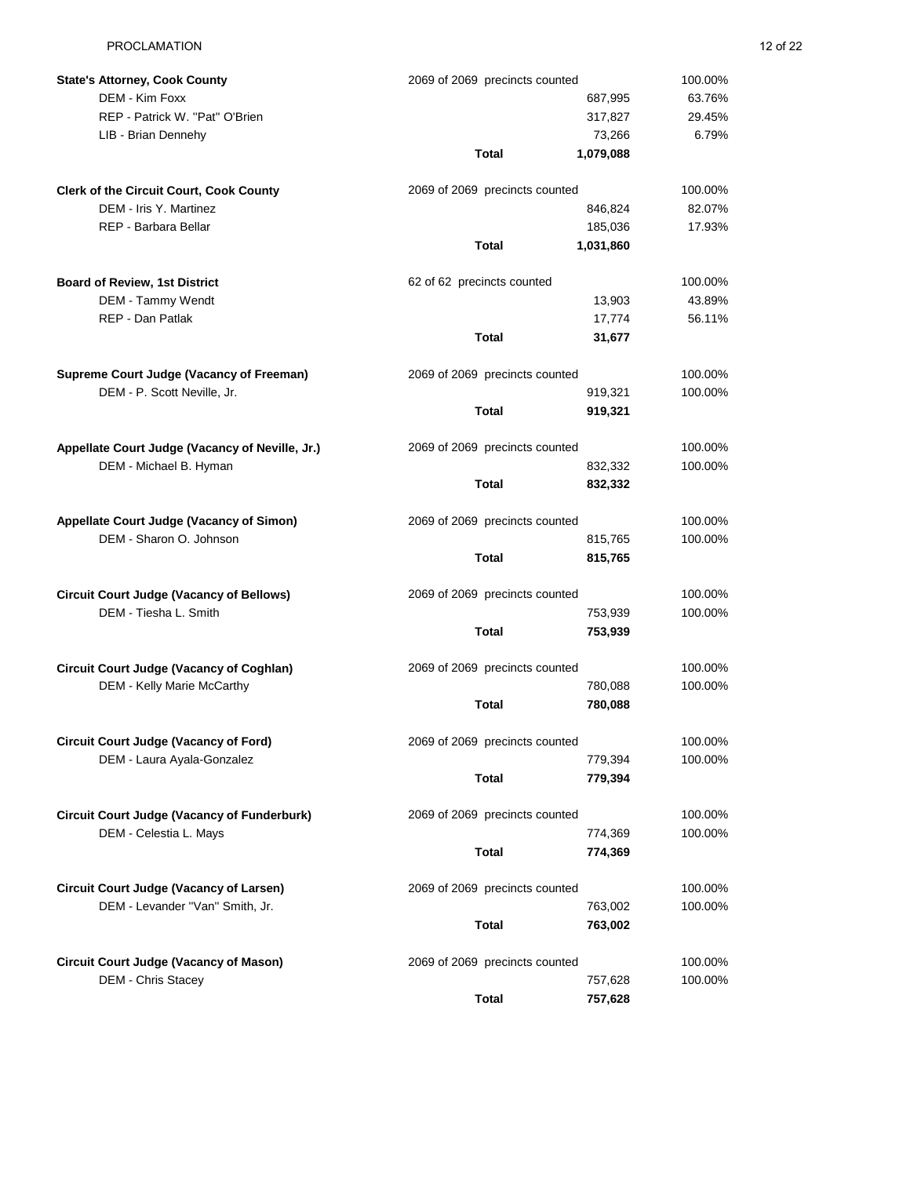| | | | |
|---|---|---|---|
| **State's Attorney, Cook County** | 2069 of 2069 precincts counted | | 100.00% |
| DEM - Kim Foxx | | 687,995 | 63.76% |
| REP - Patrick W. "Pat" O'Brien | | 317,827 | 29.45% |
| LIB - Brian Dennehy | | 73,266 | 6.79% |
| | **Total** | **1,079,088** | |
| **Clerk of the Circuit Court, Cook County** | 2069 of 2069 precincts counted | | 100.00% |
| DEM - Iris Y. Martinez | | 846,824 | 82.07% |
| REP - Barbara Bellar | | 185,036 | 17.93% |
| | **Total** | **1,031,860** | |
| **Board of Review, 1st District** | 62 of 62 precincts counted | | 100.00% |
| DEM - Tammy Wendt | | 13,903 | 43.89% |
| REP - Dan Patlak | | 17,774 | 56.11% |
| | **Total** | **31,677** | |
| **Supreme Court Judge (Vacancy of Freeman)** | 2069 of 2069 precincts counted | | 100.00% |
| DEM - P. Scott Neville, Jr. | | 919,321 | 100.00% |
| | **Total** | **919,321** | |
| **Appellate Court Judge (Vacancy of Neville, Jr.)** | 2069 of 2069 precincts counted | | 100.00% |
| DEM - Michael B. Hyman | | 832,332 | 100.00% |
| | **Total** | **832,332** | |
| **Appellate Court Judge (Vacancy of Simon)** | 2069 of 2069 precincts counted | | 100.00% |
| DEM - Sharon O. Johnson | | 815,765 | 100.00% |
| | **Total** | **815,765** | |
| **Circuit Court Judge (Vacancy of Bellows)** | 2069 of 2069 precincts counted | | 100.00% |
| DEM - Tiesha L. Smith | | 753,939 | 100.00% |
| | **Total** | **753,939** | |
| **Circuit Court Judge (Vacancy of Coghlan)** | 2069 of 2069 precincts counted | | 100.00% |
| DEM - Kelly Marie McCarthy | | 780,088 | 100.00% |
| | **Total** | **780,088** | |
| **Circuit Court Judge (Vacancy of Ford)** | 2069 of 2069 precincts counted | | 100.00% |
| DEM - Laura Ayala-Gonzalez | | 779,394 | 100.00% |
| | **Total** | **779,394** | |
| **Circuit Court Judge (Vacancy of Funderburk)** | 2069 of 2069 precincts counted | | 100.00% |
| DEM - Celestia L. Mays | | 774,369 | 100.00% |
| | **Total** | **774,369** | |
| **Circuit Court Judge (Vacancy of Larsen)** | 2069 of 2069 precincts counted | | 100.00% |
| DEM - Levander "Van" Smith, Jr. | | 763,002 | 100.00% |
| | **Total** | **763,002** | |
| **Circuit Court Judge (Vacancy of Mason)** | 2069 of 2069 precincts counted | | 100.00% |
| DEM - Chris Stacey | | 757,628 | 100.00% |
| | **Total** | **757,628** | |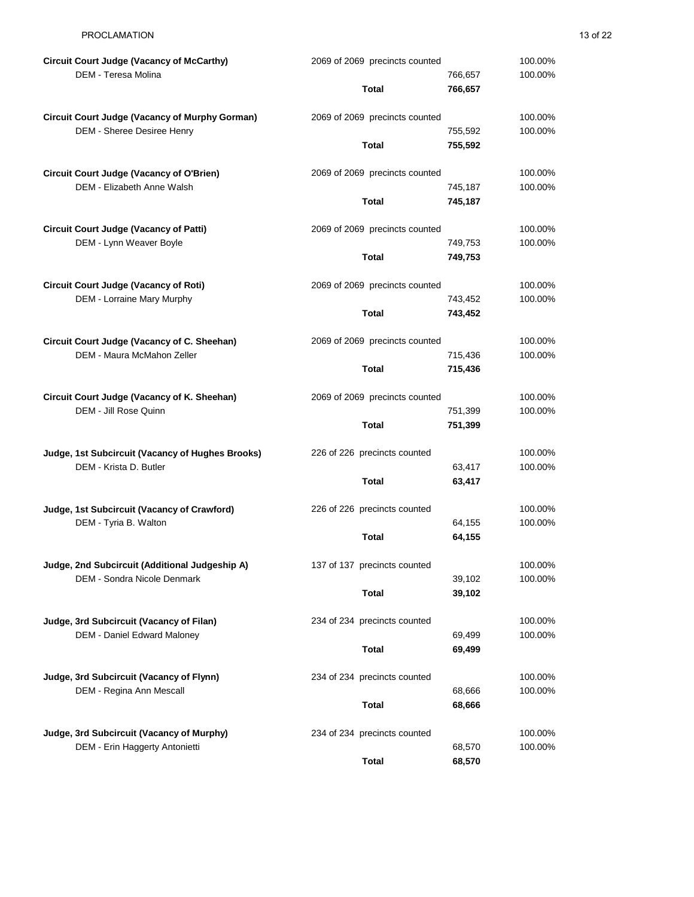| Contest / Candidate | Precincts / | Votes | Percent |
|---|---|---|---|
| **Circuit Court Judge (Vacancy of McCarthy)** | 2069 of 2069 precincts counted | | 100.00% |
| DEM - Teresa Molina | | 766,657 | 100.00% |
| | **Total** | **766,657** | |
| **Circuit Court Judge (Vacancy of Murphy Gorman)** | 2069 of 2069 precincts counted | | 100.00% |
| DEM - Sheree Desiree Henry | | 755,592 | 100.00% |
| | **Total** | **755,592** | |
| **Circuit Court Judge (Vacancy of O'Brien)** | 2069 of 2069 precincts counted | | 100.00% |
| DEM - Elizabeth Anne Walsh | | 745,187 | 100.00% |
| | **Total** | **745,187** | |
| **Circuit Court Judge (Vacancy of Patti)** | 2069 of 2069 precincts counted | | 100.00% |
| DEM - Lynn Weaver Boyle | | 749,753 | 100.00% |
| | **Total** | **749,753** | |
| **Circuit Court Judge (Vacancy of Roti)** | 2069 of 2069 precincts counted | | 100.00% |
| DEM - Lorraine Mary Murphy | | 743,452 | 100.00% |
| | **Total** | **743,452** | |
| **Circuit Court Judge (Vacancy of C. Sheehan)** | 2069 of 2069 precincts counted | | 100.00% |
| DEM - Maura McMahon Zeller | | 715,436 | 100.00% |
| | **Total** | **715,436** | |
| **Circuit Court Judge (Vacancy of K. Sheehan)** | 2069 of 2069 precincts counted | | 100.00% |
| DEM - Jill Rose Quinn | | 751,399 | 100.00% |
| | **Total** | **751,399** | |
| **Judge, 1st Subcircuit (Vacancy of Hughes Brooks)** | 226 of 226 precincts counted | | 100.00% |
| DEM - Krista D. Butler | | 63,417 | 100.00% |
| | **Total** | **63,417** | |
| **Judge, 1st Subcircuit (Vacancy of Crawford)** | 226 of 226 precincts counted | | 100.00% |
| DEM - Tyria B. Walton | | 64,155 | 100.00% |
| | **Total** | **64,155** | |
| **Judge, 2nd Subcircuit (Additional Judgeship A)** | 137 of 137 precincts counted | | 100.00% |
| DEM - Sondra Nicole Denmark | | 39,102 | 100.00% |
| | **Total** | **39,102** | |
| **Judge, 3rd Subcircuit (Vacancy of Filan)** | 234 of 234 precincts counted | | 100.00% |
| DEM - Daniel Edward Maloney | | 69,499 | 100.00% |
| | **Total** | **69,499** | |
| **Judge, 3rd Subcircuit (Vacancy of Flynn)** | 234 of 234 precincts counted | | 100.00% |
| DEM - Regina Ann Mescall | | 68,666 | 100.00% |
| | **Total** | **68,666** | |
| **Judge, 3rd Subcircuit (Vacancy of Murphy)** | 234 of 234 precincts counted | | 100.00% |
| DEM - Erin Haggerty Antonietti | | 68,570 | 100.00% |
| | **Total** | **68,570** | |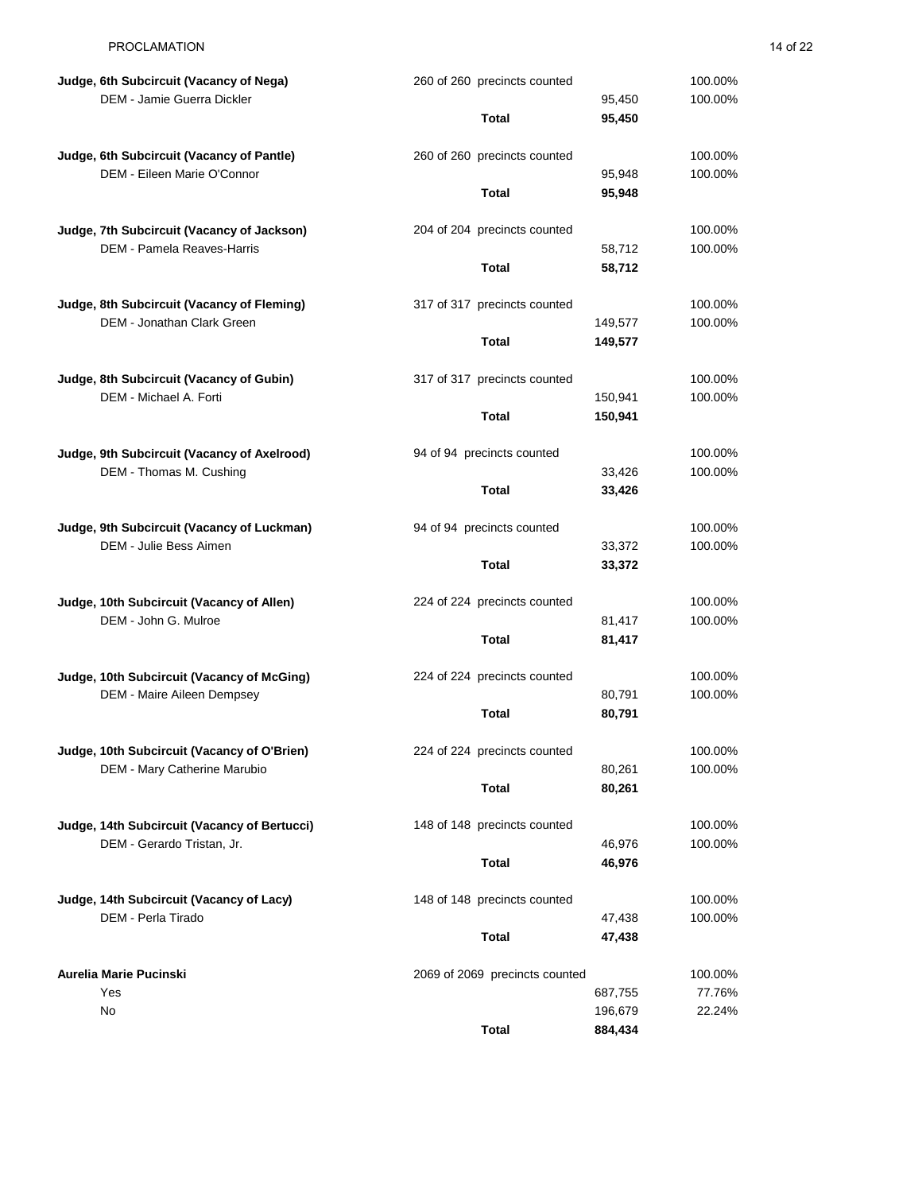| Contest / Candidate | Precincts | Votes | Percent |
|---|---|---|---|
| **Judge, 6th Subcircuit (Vacancy of Nega)** | 260 of 260 precincts counted | | 100.00% |
| DEM - Jamie Guerra Dickler | | 95,450 | 100.00% |
| | **Total** | **95,450** | |
| **Judge, 6th Subcircuit (Vacancy of Pantle)** | 260 of 260 precincts counted | | 100.00% |
| DEM - Eileen Marie O'Connor | | 95,948 | 100.00% |
| | **Total** | **95,948** | |
| **Judge, 7th Subcircuit (Vacancy of Jackson)** | 204 of 204 precincts counted | | 100.00% |
| DEM - Pamela Reaves-Harris | | 58,712 | 100.00% |
| | **Total** | **58,712** | |
| **Judge, 8th Subcircuit (Vacancy of Fleming)** | 317 of 317 precincts counted | | 100.00% |
| DEM - Jonathan Clark Green | | 149,577 | 100.00% |
| | **Total** | **149,577** | |
| **Judge, 8th Subcircuit (Vacancy of Gubin)** | 317 of 317 precincts counted | | 100.00% |
| DEM - Michael A. Forti | | 150,941 | 100.00% |
| | **Total** | **150,941** | |
| **Judge, 9th Subcircuit (Vacancy of Axelrood)** | 94 of 94 precincts counted | | 100.00% |
| DEM - Thomas M. Cushing | | 33,426 | 100.00% |
| | **Total** | **33,426** | |
| **Judge, 9th Subcircuit (Vacancy of Luckman)** | 94 of 94 precincts counted | | 100.00% |
| DEM - Julie Bess Aimen | | 33,372 | 100.00% |
| | **Total** | **33,372** | |
| **Judge, 10th Subcircuit (Vacancy of Allen)** | 224 of 224 precincts counted | | 100.00% |
| DEM - John G. Mulroe | | 81,417 | 100.00% |
| | **Total** | **81,417** | |
| **Judge, 10th Subcircuit (Vacancy of McGing)** | 224 of 224 precincts counted | | 100.00% |
| DEM - Maire Aileen Dempsey | | 80,791 | 100.00% |
| | **Total** | **80,791** | |
| **Judge, 10th Subcircuit (Vacancy of O'Brien)** | 224 of 224 precincts counted | | 100.00% |
| DEM - Mary Catherine Marubio | | 80,261 | 100.00% |
| | **Total** | **80,261** | |
| **Judge, 14th Subcircuit (Vacancy of Bertucci)** | 148 of 148 precincts counted | | 100.00% |
| DEM - Gerardo Tristan, Jr. | | 46,976 | 100.00% |
| | **Total** | **46,976** | |
| **Judge, 14th Subcircuit (Vacancy of Lacy)** | 148 of 148 precincts counted | | 100.00% |
| DEM - Perla Tirado | | 47,438 | 100.00% |
| | **Total** | **47,438** | |
| **Aurelia Marie Pucinski** | 2069 of 2069 precincts counted | | 100.00% |
| Yes | | 687,755 | 77.76% |
| No | | 196,679 | 22.24% |
| | **Total** | **884,434** | |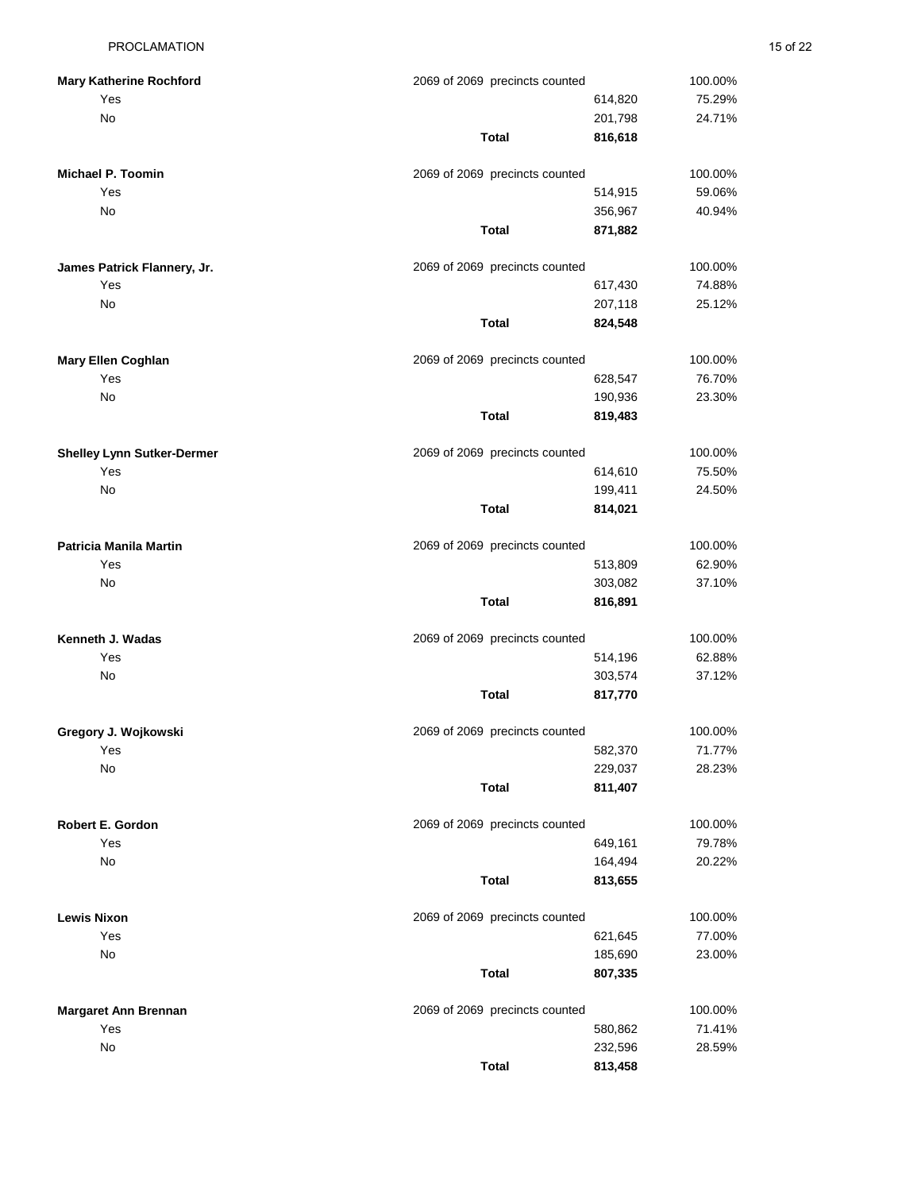**Mary Katherine Rochford**

| | 2069 of 2069 precincts counted | | 100.00% |
|---|---|---|---|
| Yes | | 614,820 | 75.29% |
| No | | 201,798 | 24.71% |
| | **Total** | **816,618** | |

**Michael P. Toomin**

| | 2069 of 2069 precincts counted | | 100.00% |
|---|---|---|---|
| Yes | | 514,915 | 59.06% |
| No | | 356,967 | 40.94% |
| | **Total** | **871,882** | |

**James Patrick Flannery, Jr.**

| | 2069 of 2069 precincts counted | | 100.00% |
|---|---|---|---|
| Yes | | 617,430 | 74.88% |
| No | | 207,118 | 25.12% |
| | **Total** | **824,548** | |

**Mary Ellen Coghlan**

| | 2069 of 2069 precincts counted | | 100.00% |
|---|---|---|---|
| Yes | | 628,547 | 76.70% |
| No | | 190,936 | 23.30% |
| | **Total** | **819,483** | |

**Shelley Lynn Sutker-Dermer**

| | 2069 of 2069 precincts counted | | 100.00% |
|---|---|---|---|
| Yes | | 614,610 | 75.50% |
| No | | 199,411 | 24.50% |
| | **Total** | **814,021** | |

**Patricia Manila Martin**

| | 2069 of 2069 precincts counted | | 100.00% |
|---|---|---|---|
| Yes | | 513,809 | 62.90% |
| No | | 303,082 | 37.10% |
| | **Total** | **816,891** | |

**Kenneth J. Wadas**

| | 2069 of 2069 precincts counted | | 100.00% |
|---|---|---|---|
| Yes | | 514,196 | 62.88% |
| No | | 303,574 | 37.12% |
| | **Total** | **817,770** | |

**Gregory J. Wojkowski**

| | 2069 of 2069 precincts counted | | 100.00% |
|---|---|---|---|
| Yes | | 582,370 | 71.77% |
| No | | 229,037 | 28.23% |
| | **Total** | **811,407** | |

**Robert E. Gordon**

| | 2069 of 2069 precincts counted | | 100.00% |
|---|---|---|---|
| Yes | | 649,161 | 79.78% |
| No | | 164,494 | 20.22% |
| | **Total** | **813,655** | |

**Lewis Nixon**

| | 2069 of 2069 precincts counted | | 100.00% |
|---|---|---|---|
| Yes | | 621,645 | 77.00% |
| No | | 185,690 | 23.00% |
| | **Total** | **807,335** | |

**Margaret Ann Brennan**

| | 2069 of 2069 precincts counted | | 100.00% |
|---|---|---|---|
| Yes | | 580,862 | 71.41% |
| No | | 232,596 | 28.59% |
| | **Total** | **813,458** | |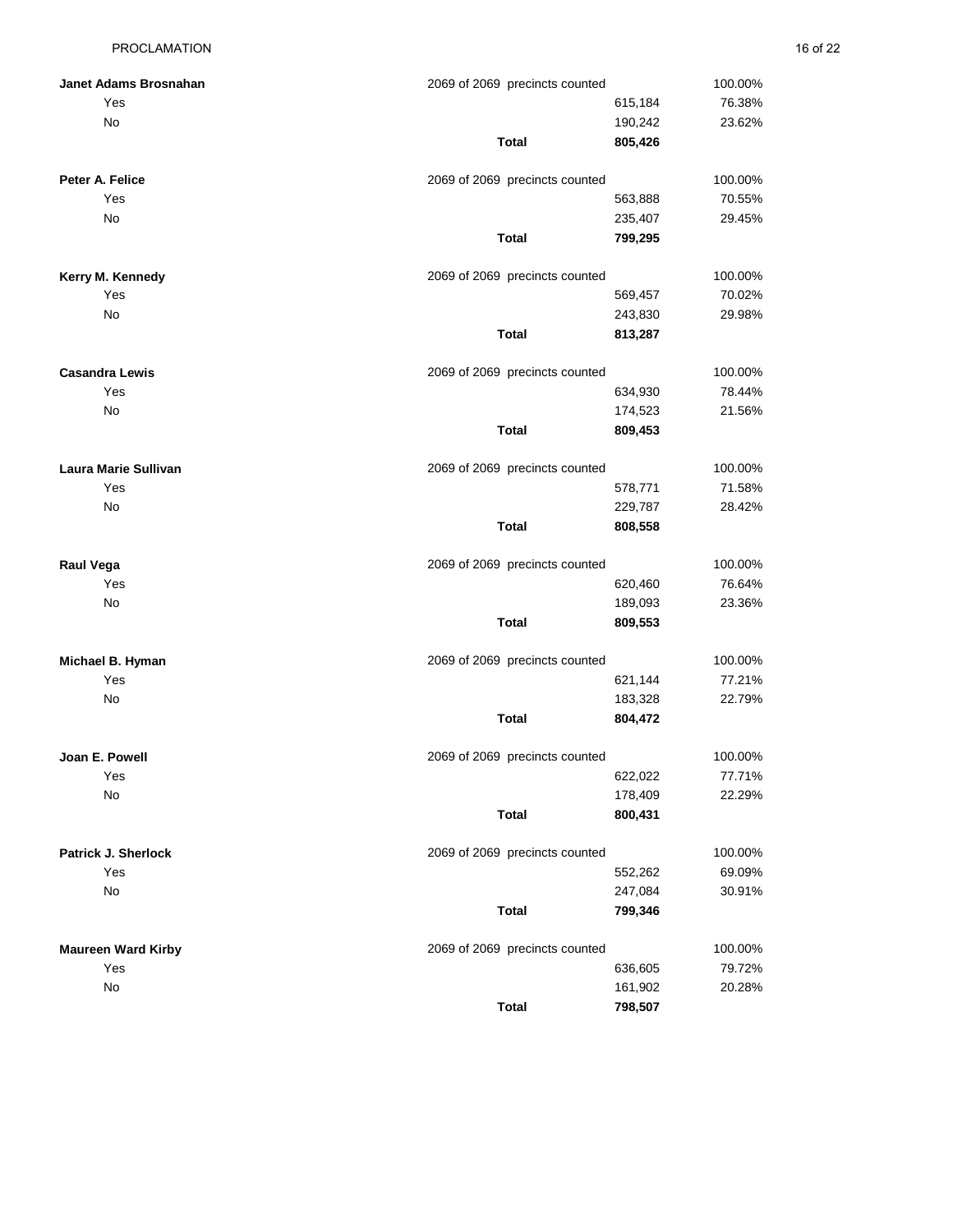**Janet Adams Brosnahan**

| | 2069 of 2069 precincts counted | | 100.00% |
|---|---|---|---|
| Yes | | 615,184 | 76.38% |
| No | | 190,242 | 23.62% |
| | **Total** | **805,426** | |

**Peter A. Felice**

| | 2069 of 2069 precincts counted | | 100.00% |
|---|---|---|---|
| Yes | | 563,888 | 70.55% |
| No | | 235,407 | 29.45% |
| | **Total** | **799,295** | |

**Kerry M. Kennedy**

| | 2069 of 2069 precincts counted | | 100.00% |
|---|---|---|---|
| Yes | | 569,457 | 70.02% |
| No | | 243,830 | 29.98% |
| | **Total** | **813,287** | |

**Casandra Lewis**

| | 2069 of 2069 precincts counted | | 100.00% |
|---|---|---|---|
| Yes | | 634,930 | 78.44% |
| No | | 174,523 | 21.56% |
| | **Total** | **809,453** | |

**Laura Marie Sullivan**

| | 2069 of 2069 precincts counted | | 100.00% |
|---|---|---|---|
| Yes | | 578,771 | 71.58% |
| No | | 229,787 | 28.42% |
| | **Total** | **808,558** | |

**Raul Vega**

| | 2069 of 2069 precincts counted | | 100.00% |
|---|---|---|---|
| Yes | | 620,460 | 76.64% |
| No | | 189,093 | 23.36% |
| | **Total** | **809,553** | |

**Michael B. Hyman**

| | 2069 of 2069 precincts counted | | 100.00% |
|---|---|---|---|
| Yes | | 621,144 | 77.21% |
| No | | 183,328 | 22.79% |
| | **Total** | **804,472** | |

**Joan E. Powell**

| | 2069 of 2069 precincts counted | | 100.00% |
|---|---|---|---|
| Yes | | 622,022 | 77.71% |
| No | | 178,409 | 22.29% |
| | **Total** | **800,431** | |

**Patrick J. Sherlock**

| | 2069 of 2069 precincts counted | | 100.00% |
|---|---|---|---|
| Yes | | 552,262 | 69.09% |
| No | | 247,084 | 30.91% |
| | **Total** | **799,346** | |

**Maureen Ward Kirby**

| | 2069 of 2069 precincts counted | | 100.00% |
|---|---|---|---|
| Yes | | 636,605 | 79.72% |
| No | | 161,902 | 20.28% |
| | **Total** | **798,507** | |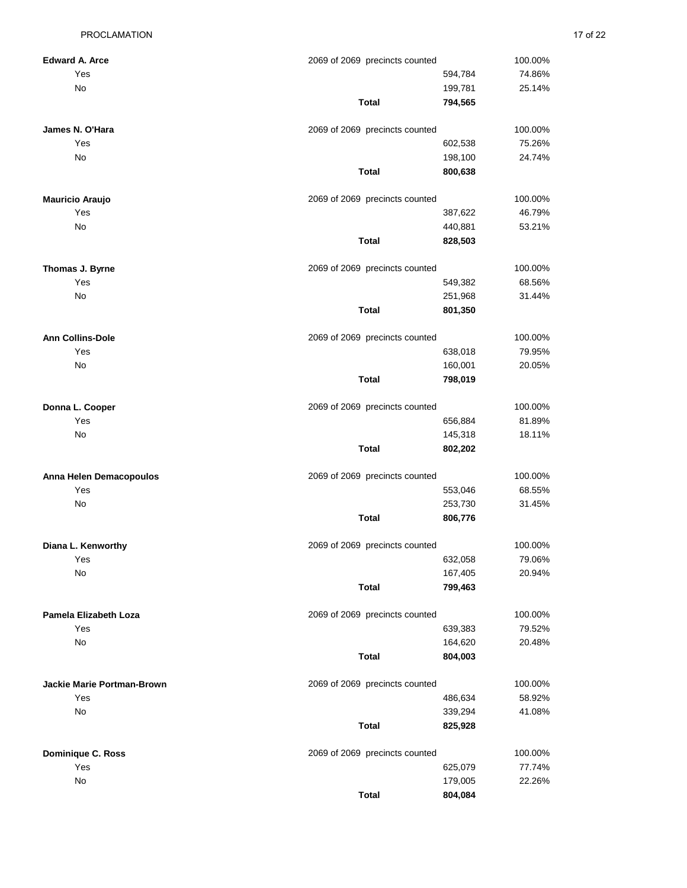| | | | |
|---|---|---|---|
| **Edward A. Arce** | 2069 of 2069 precincts counted | | 100.00% |
| Yes | | 594,784 | 74.86% |
| No | | 199,781 | 25.14% |
| | **Total** | **794,565** | |
| **James N. O'Hara** | 2069 of 2069 precincts counted | | 100.00% |
| Yes | | 602,538 | 75.26% |
| No | | 198,100 | 24.74% |
| | **Total** | **800,638** | |
| **Mauricio Araujo** | 2069 of 2069 precincts counted | | 100.00% |
| Yes | | 387,622 | 46.79% |
| No | | 440,881 | 53.21% |
| | **Total** | **828,503** | |
| **Thomas J. Byrne** | 2069 of 2069 precincts counted | | 100.00% |
| Yes | | 549,382 | 68.56% |
| No | | 251,968 | 31.44% |
| | **Total** | **801,350** | |
| **Ann Collins-Dole** | 2069 of 2069 precincts counted | | 100.00% |
| Yes | | 638,018 | 79.95% |
| No | | 160,001 | 20.05% |
| | **Total** | **798,019** | |
| **Donna L. Cooper** | 2069 of 2069 precincts counted | | 100.00% |
| Yes | | 656,884 | 81.89% |
| No | | 145,318 | 18.11% |
| | **Total** | **802,202** | |
| **Anna Helen Demacopoulos** | 2069 of 2069 precincts counted | | 100.00% |
| Yes | | 553,046 | 68.55% |
| No | | 253,730 | 31.45% |
| | **Total** | **806,776** | |
| **Diana L. Kenworthy** | 2069 of 2069 precincts counted | | 100.00% |
| Yes | | 632,058 | 79.06% |
| No | | 167,405 | 20.94% |
| | **Total** | **799,463** | |
| **Pamela Elizabeth Loza** | 2069 of 2069 precincts counted | | 100.00% |
| Yes | | 639,383 | 79.52% |
| No | | 164,620 | 20.48% |
| | **Total** | **804,003** | |
| **Jackie Marie Portman-Brown** | 2069 of 2069 precincts counted | | 100.00% |
| Yes | | 486,634 | 58.92% |
| No | | 339,294 | 41.08% |
| | **Total** | **825,928** | |
| **Dominique C. Ross** | 2069 of 2069 precincts counted | | 100.00% |
| Yes | | 625,079 | 77.74% |
| No | | 179,005 | 22.26% |
| | **Total** | **804,084** | |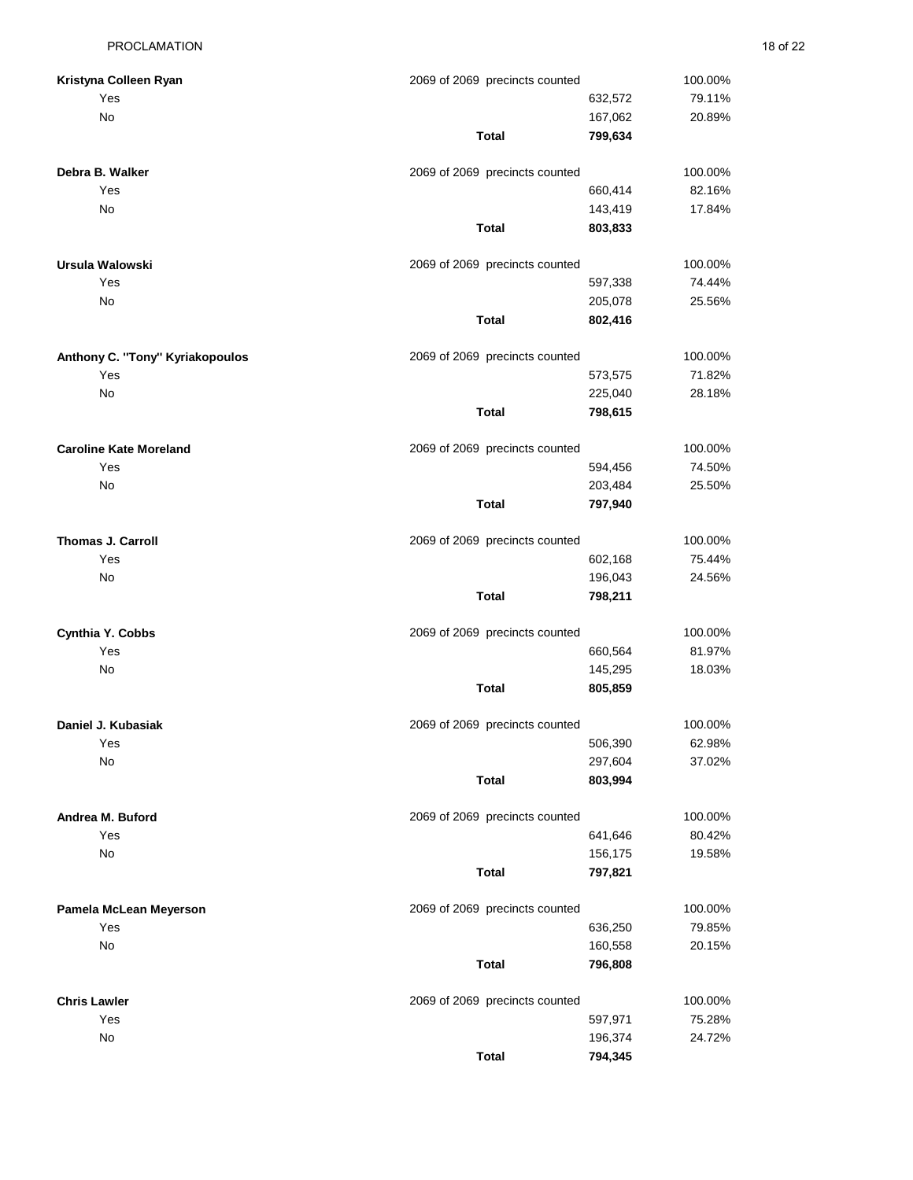| Kristyna Colleen Ryan | 2069 of 2069 precincts counted | | 100.00% |
|---|---|---|---|
| Yes | | 632,572 | 79.11% |
| No | | 167,062 | 20.89% |
| | **Total** | **799,634** | |

| Debra B. Walker | 2069 of 2069 precincts counted | | 100.00% |
|---|---|---|---|
| Yes | | 660,414 | 82.16% |
| No | | 143,419 | 17.84% |
| | **Total** | **803,833** | |

| Ursula Walowski | 2069 of 2069 precincts counted | | 100.00% |
|---|---|---|---|
| Yes | | 597,338 | 74.44% |
| No | | 205,078 | 25.56% |
| | **Total** | **802,416** | |

| Anthony C. "Tony" Kyriakopoulos | 2069 of 2069 precincts counted | | 100.00% |
|---|---|---|---|
| Yes | | 573,575 | 71.82% |
| No | | 225,040 | 28.18% |
| | **Total** | **798,615** | |

| Caroline Kate Moreland | 2069 of 2069 precincts counted | | 100.00% |
|---|---|---|---|
| Yes | | 594,456 | 74.50% |
| No | | 203,484 | 25.50% |
| | **Total** | **797,940** | |

| Thomas J. Carroll | 2069 of 2069 precincts counted | | 100.00% |
|---|---|---|---|
| Yes | | 602,168 | 75.44% |
| No | | 196,043 | 24.56% |
| | **Total** | **798,211** | |

| Cynthia Y. Cobbs | 2069 of 2069 precincts counted | | 100.00% |
|---|---|---|---|
| Yes | | 660,564 | 81.97% |
| No | | 145,295 | 18.03% |
| | **Total** | **805,859** | |

| Daniel J. Kubasiak | 2069 of 2069 precincts counted | | 100.00% |
|---|---|---|---|
| Yes | | 506,390 | 62.98% |
| No | | 297,604 | 37.02% |
| | **Total** | **803,994** | |

| Andrea M. Buford | 2069 of 2069 precincts counted | | 100.00% |
|---|---|---|---|
| Yes | | 641,646 | 80.42% |
| No | | 156,175 | 19.58% |
| | **Total** | **797,821** | |

| Pamela McLean Meyerson | 2069 of 2069 precincts counted | | 100.00% |
|---|---|---|---|
| Yes | | 636,250 | 79.85% |
| No | | 160,558 | 20.15% |
| | **Total** | **796,808** | |

| Chris Lawler | 2069 of 2069 precincts counted | | 100.00% |
|---|---|---|---|
| Yes | | 597,971 | 75.28% |
| No | | 196,374 | 24.72% |
| | **Total** | **794,345** | |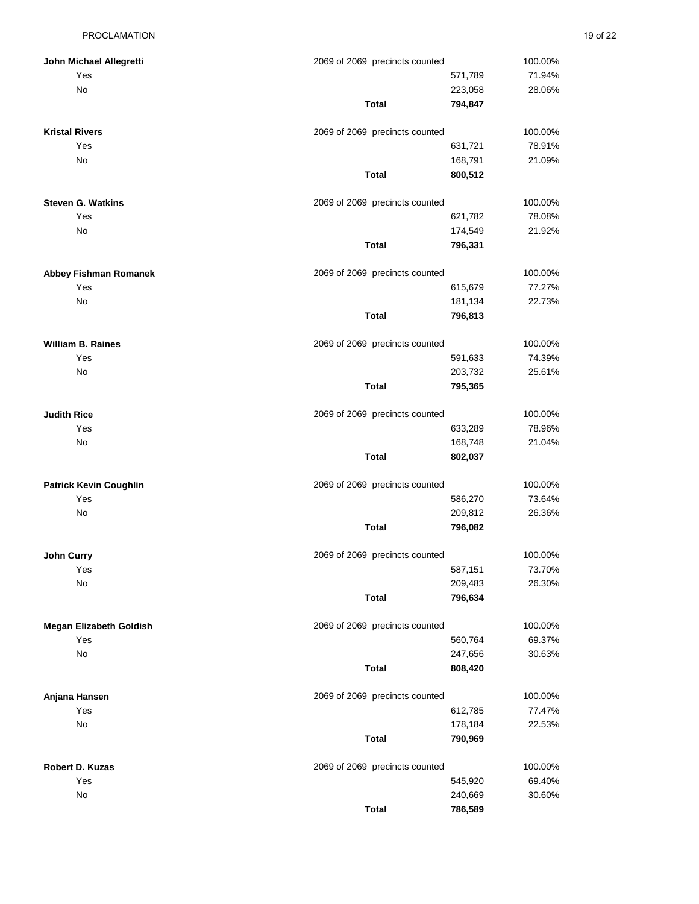| **John Michael Allegretti** | 2069 of 2069 precincts counted | | 100.00% |
|---|---|---|---|
| Yes | | 571,789 | 71.94% |
| No | | 223,058 | 28.06% |
| | **Total** | **794,847** | |

| **Kristal Rivers** | 2069 of 2069 precincts counted | | 100.00% |
|---|---|---|---|
| Yes | | 631,721 | 78.91% |
| No | | 168,791 | 21.09% |
| | **Total** | **800,512** | |

| **Steven G. Watkins** | 2069 of 2069 precincts counted | | 100.00% |
|---|---|---|---|
| Yes | | 621,782 | 78.08% |
| No | | 174,549 | 21.92% |
| | **Total** | **796,331** | |

| **Abbey Fishman Romanek** | 2069 of 2069 precincts counted | | 100.00% |
|---|---|---|---|
| Yes | | 615,679 | 77.27% |
| No | | 181,134 | 22.73% |
| | **Total** | **796,813** | |

| **William B. Raines** | 2069 of 2069 precincts counted | | 100.00% |
|---|---|---|---|
| Yes | | 591,633 | 74.39% |
| No | | 203,732 | 25.61% |
| | **Total** | **795,365** | |

| **Judith Rice** | 2069 of 2069 precincts counted | | 100.00% |
|---|---|---|---|
| Yes | | 633,289 | 78.96% |
| No | | 168,748 | 21.04% |
| | **Total** | **802,037** | |

| **Patrick Kevin Coughlin** | 2069 of 2069 precincts counted | | 100.00% |
|---|---|---|---|
| Yes | | 586,270 | 73.64% |
| No | | 209,812 | 26.36% |
| | **Total** | **796,082** | |

| **John Curry** | 2069 of 2069 precincts counted | | 100.00% |
|---|---|---|---|
| Yes | | 587,151 | 73.70% |
| No | | 209,483 | 26.30% |
| | **Total** | **796,634** | |

| **Megan Elizabeth Goldish** | 2069 of 2069 precincts counted | | 100.00% |
|---|---|---|---|
| Yes | | 560,764 | 69.37% |
| No | | 247,656 | 30.63% |
| | **Total** | **808,420** | |

| **Anjana Hansen** | 2069 of 2069 precincts counted | | 100.00% |
|---|---|---|---|
| Yes | | 612,785 | 77.47% |
| No | | 178,184 | 22.53% |
| | **Total** | **790,969** | |

| **Robert D. Kuzas** | 2069 of 2069 precincts counted | | 100.00% |
|---|---|---|---|
| Yes | | 545,920 | 69.40% |
| No | | 240,669 | 30.60% |
| | **Total** | **786,589** | |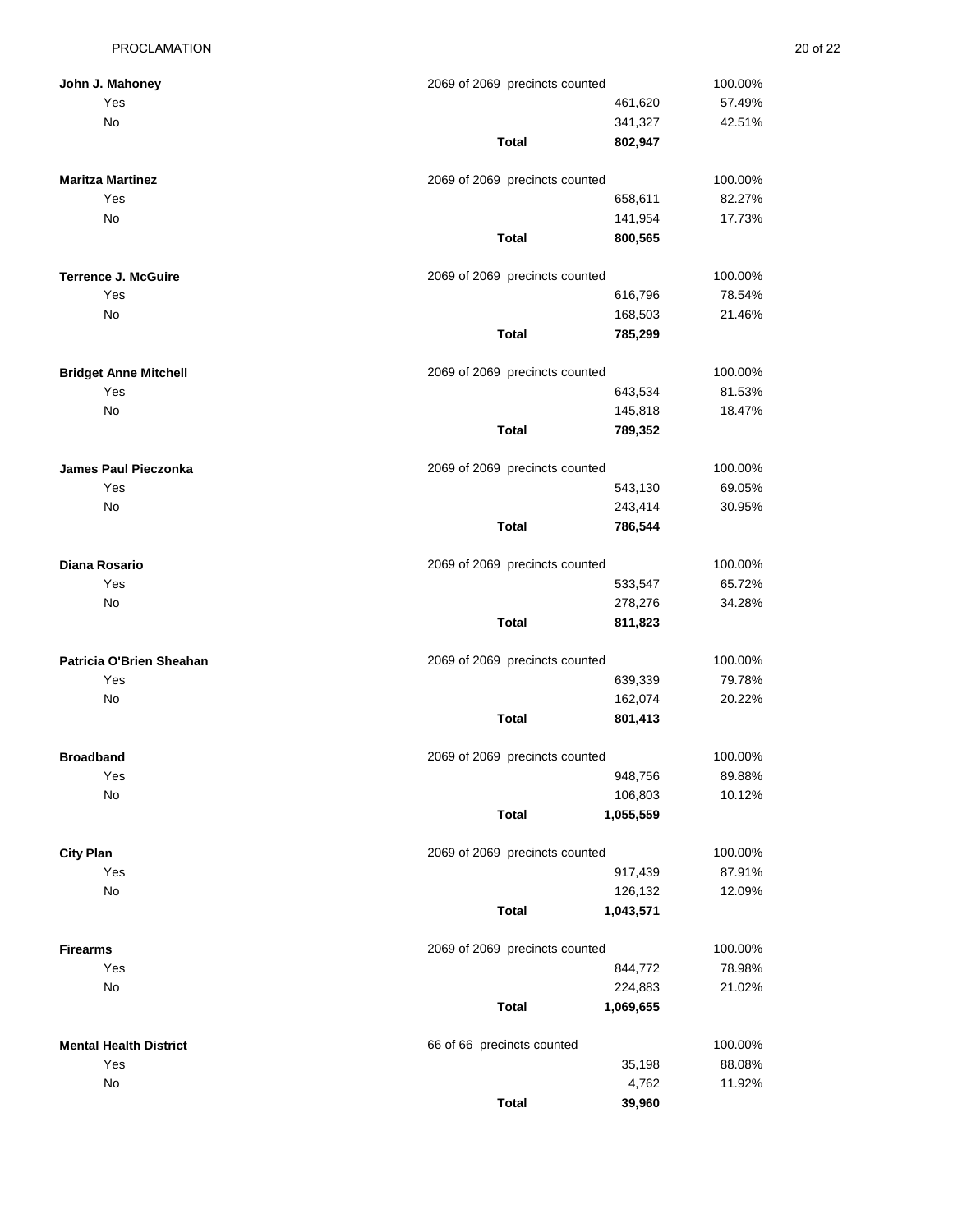| **John J. Mahoney** | 2069 of 2069 precincts counted | | 100.00% |
|---|---|---|---|
| Yes | | 461,620 | 57.49% |
| No | | 341,327 | 42.51% |
| | **Total** | **802,947** | |

| **Maritza Martinez** | 2069 of 2069 precincts counted | | 100.00% |
|---|---|---|---|
| Yes | | 658,611 | 82.27% |
| No | | 141,954 | 17.73% |
| | **Total** | **800,565** | |

| **Terrence J. McGuire** | 2069 of 2069 precincts counted | | 100.00% |
|---|---|---|---|
| Yes | | 616,796 | 78.54% |
| No | | 168,503 | 21.46% |
| | **Total** | **785,299** | |

| **Bridget Anne Mitchell** | 2069 of 2069 precincts counted | | 100.00% |
|---|---|---|---|
| Yes | | 643,534 | 81.53% |
| No | | 145,818 | 18.47% |
| | **Total** | **789,352** | |

| **James Paul Pieczonka** | 2069 of 2069 precincts counted | | 100.00% |
|---|---|---|---|
| Yes | | 543,130 | 69.05% |
| No | | 243,414 | 30.95% |
| | **Total** | **786,544** | |

| **Diana Rosario** | 2069 of 2069 precincts counted | | 100.00% |
|---|---|---|---|
| Yes | | 533,547 | 65.72% |
| No | | 278,276 | 34.28% |
| | **Total** | **811,823** | |

| **Patricia O'Brien Sheahan** | 2069 of 2069 precincts counted | | 100.00% |
|---|---|---|---|
| Yes | | 639,339 | 79.78% |
| No | | 162,074 | 20.22% |
| | **Total** | **801,413** | |

| **Broadband** | 2069 of 2069 precincts counted | | 100.00% |
|---|---|---|---|
| Yes | | 948,756 | 89.88% |
| No | | 106,803 | 10.12% |
| | **Total** | **1,055,559** | |

| **City Plan** | 2069 of 2069 precincts counted | | 100.00% |
|---|---|---|---|
| Yes | | 917,439 | 87.91% |
| No | | 126,132 | 12.09% |
| | **Total** | **1,043,571** | |

| **Firearms** | 2069 of 2069 precincts counted | | 100.00% |
|---|---|---|---|
| Yes | | 844,772 | 78.98% |
| No | | 224,883 | 21.02% |
| | **Total** | **1,069,655** | |

| **Mental Health District** | 66 of 66 precincts counted | | 100.00% |
|---|---|---|---|
| Yes | | 35,198 | 88.08% |
| No | | 4,762 | 11.92% |
| | **Total** | **39,960** | |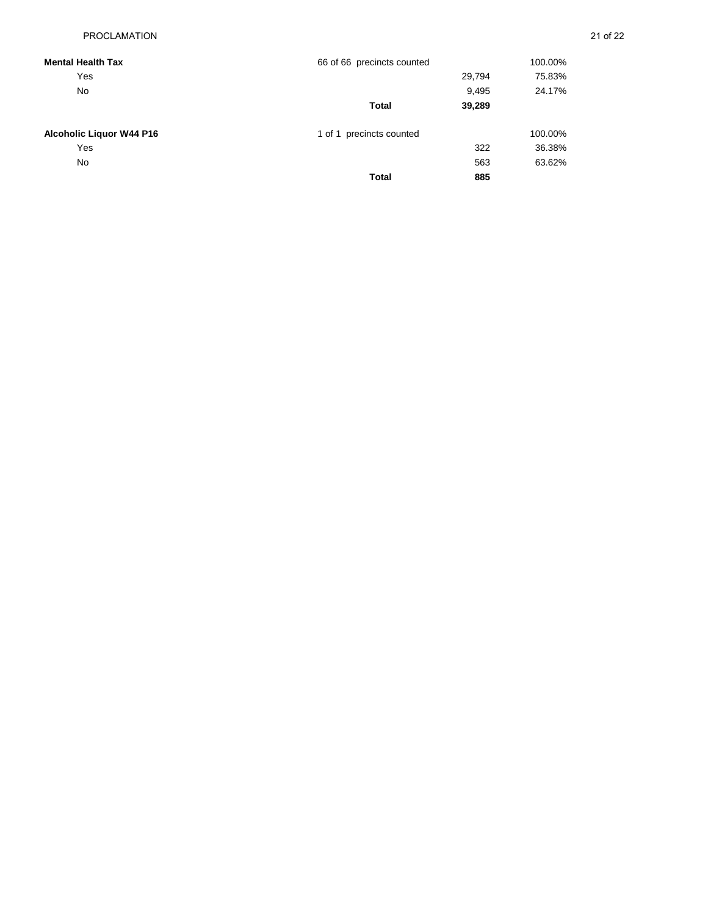| **Mental Health Tax** | 66 of 66 precincts counted | | 100.00% |
|---|---|---|---|
| Yes | | 29,794 | 75.83% |
| No | | 9,495 | 24.17% |
| | **Total** | **39,289** | |

| **Alcoholic Liquor W44 P16** | 1 of 1 precincts counted | | 100.00% |
|---|---|---|---|
| Yes | | 322 | 36.38% |
| No | | 563 | 63.62% |
| | **Total** | **885** | |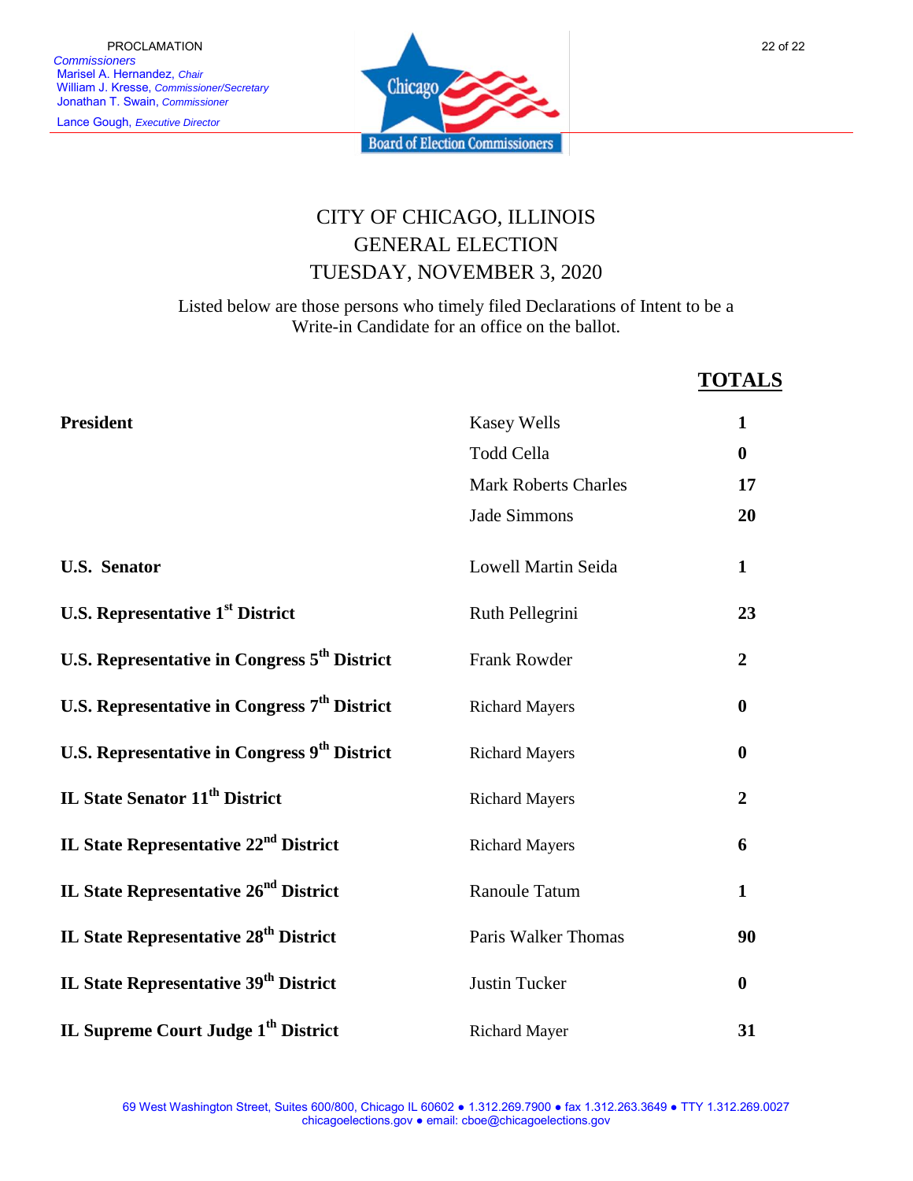PROCLAMATION

*Commissioners*
Marisel A. Hernandez, *Chair*
William J. Kresse, *Commissioner/Secretary*
Jonathan T. Swain, *Commissioner*

Lance Gough, *Executive Director*

# CITY OF CHICAGO, ILLINOIS
# GENERAL ELECTION
# TUESDAY, NOVEMBER 3, 2020

Listed below are those persons who timely filed Declarations of Intent to be a Write-in Candidate for an office on the ballot.

| Office | Candidate | TOTALS |
|---|---|---|
| **President** | Kasey Wells | **1** |
| | Todd Cella | **0** |
| | Mark Roberts Charles | **17** |
| | Jade Simmons | **20** |
| **U.S. Senator** | Lowell Martin Seida | **1** |
| **U.S. Representative 1st District** | Ruth Pellegrini | **23** |
| **U.S. Representative in Congress 5th District** | Frank Rowder | **2** |
| **U.S. Representative in Congress 7th District** | Richard Mayers | **0** |
| **U.S. Representative in Congress 9th District** | Richard Mayers | **0** |
| **IL State Senator 11th District** | Richard Mayers | **2** |
| **IL State Representative 22nd District** | Richard Mayers | **6** |
| **IL State Representative 26nd District** | Ranoule Tatum | **1** |
| **IL State Representative 28th District** | Paris Walker Thomas | **90** |
| **IL State Representative 39th District** | Justin Tucker | **0** |
| **IL Supreme Court Judge 1th District** | Richard Mayer | **31** |

69 West Washington Street, Suites 600/800, Chicago IL 60602 ● 1.312.269.7900 ● fax 1.312.263.3649 ● TTY 1.312.269.0027
chicagoelections.gov ● email: cboe@chicagoelections.gov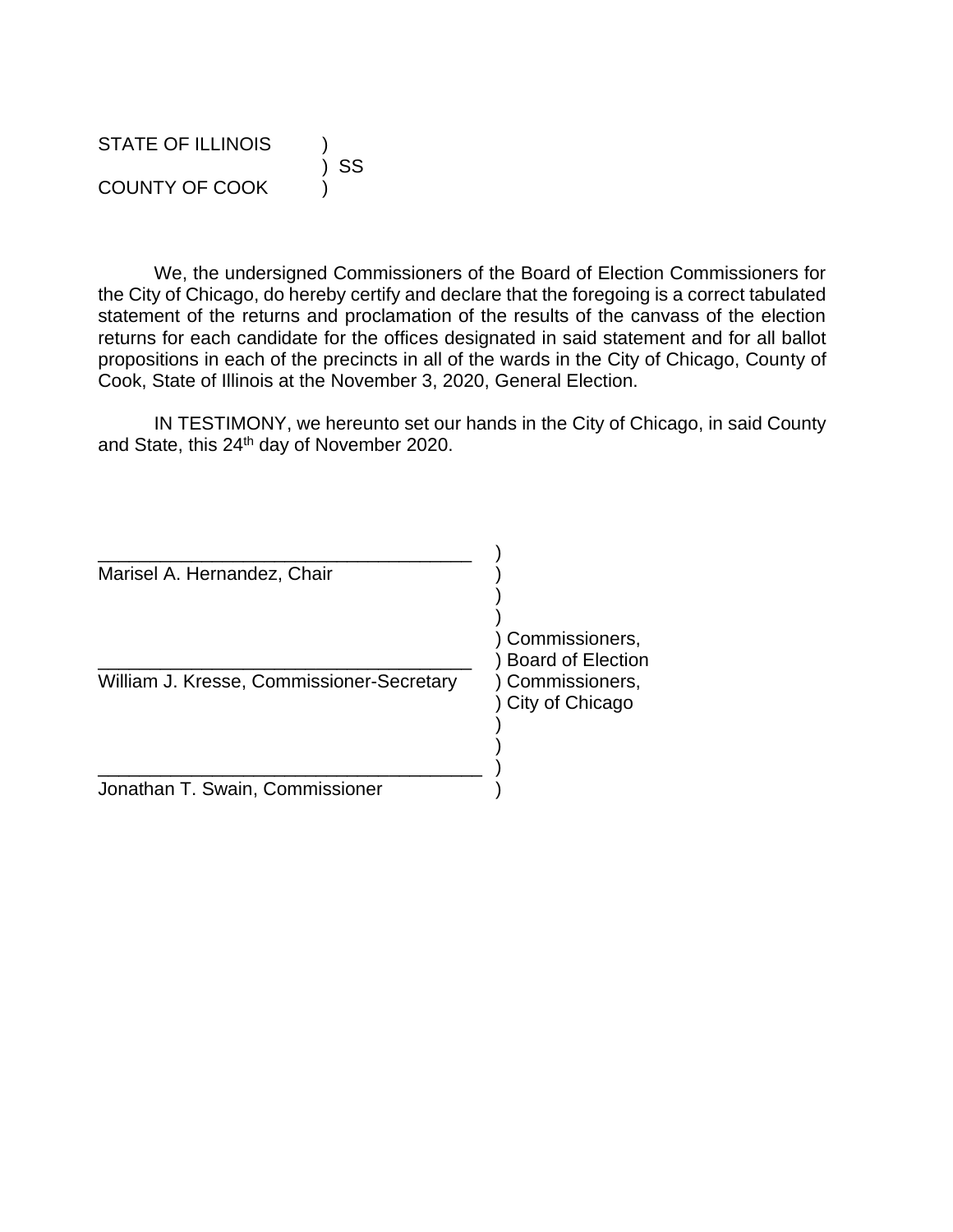STATE OF ILLINOIS )
) SS
COUNTY OF COOK )

We, the undersigned Commissioners of the Board of Election Commissioners for the City of Chicago, do hereby certify and declare that the foregoing is a correct tabulated statement of the returns and proclamation of the results of the canvass of the election returns for each candidate for the offices designated in said statement and for all ballot propositions in each of the precincts in all of the wards in the City of Chicago, County of Cook, State of Illinois at the November 3, 2020, General Election.

IN TESTIMONY, we hereunto set our hands in the City of Chicago, in said County and State, this 24th day of November 2020.

| | |
|---|---|
| ____________________________________ | ) |
| Marisel A. Hernandez, Chair | ) |
| | ) |
| | ) |
| | ) Commissioners, |
| ____________________________________ | ) Board of Election |
| William J. Kresse, Commissioner-Secretary | ) Commissioners, |
| | ) City of Chicago |
| | ) |
| | ) |
| ____________________________________ | ) |
| Jonathan T. Swain, Commissioner | ) |